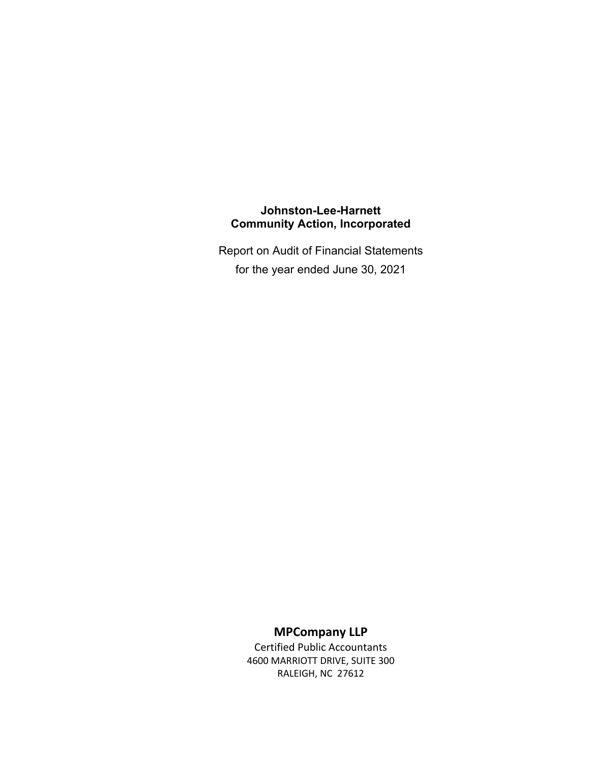**Johnston-Lee-Harnett**
**Community Action, Incorporated**

Report on Audit of Financial Statements

for the year ended June 30, 2021

**MPCompany LLP**

Certified Public Accountants

4600 MARRIOTT DRIVE, SUITE 300

RALEIGH, NC 27612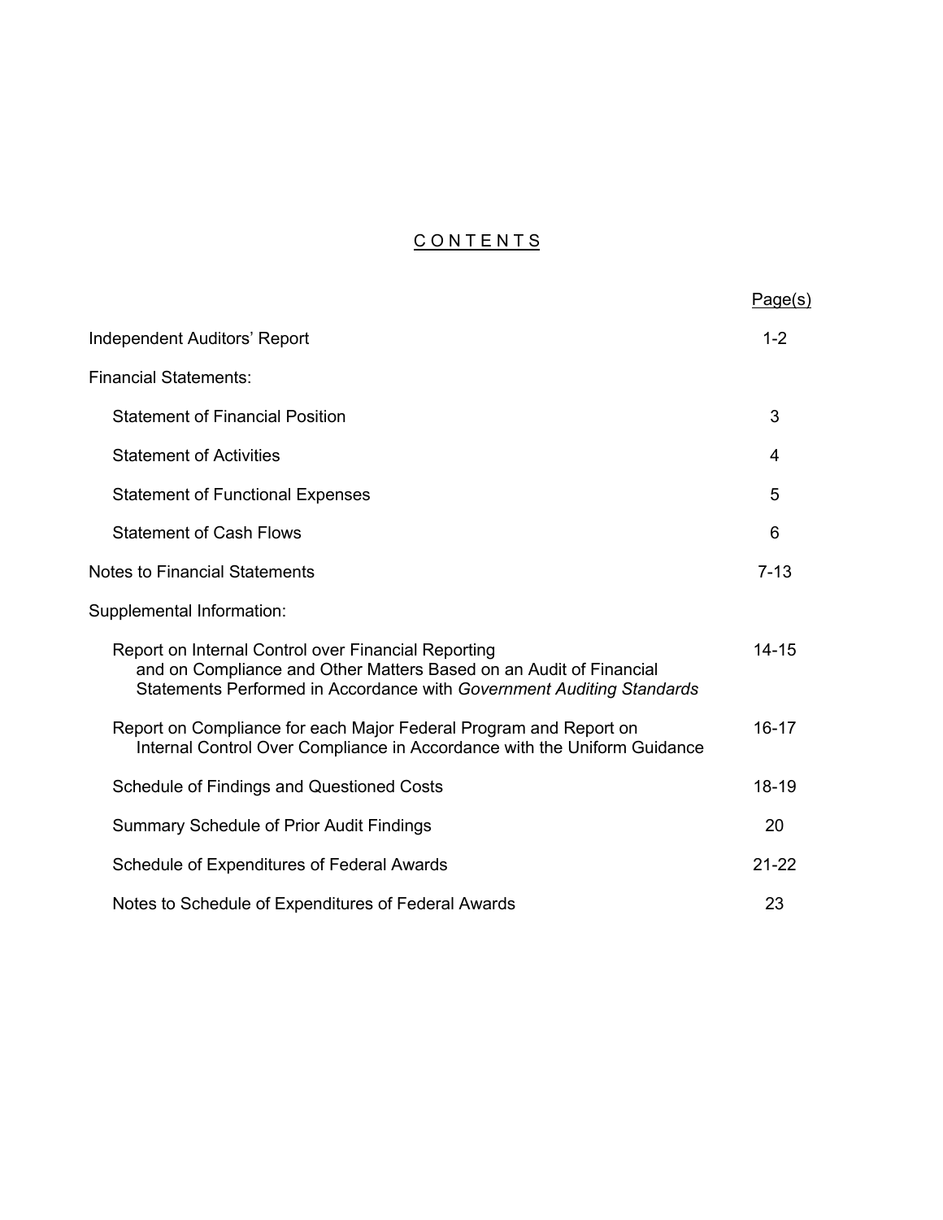# CONTENTS

| | Page(s) |
|---|---|
| Independent Auditors' Report | 1-2 |
| Financial Statements: | |
| Statement of Financial Position | 3 |
| Statement of Activities | 4 |
| Statement of Functional Expenses | 5 |
| Statement of Cash Flows | 6 |
| Notes to Financial Statements | 7-13 |
| Supplemental Information: | |
| Report on Internal Control over Financial Reporting and on Compliance and Other Matters Based on an Audit of Financial Statements Performed in Accordance with *Government Auditing Standards* | 14-15 |
| Report on Compliance for each Major Federal Program and Report on Internal Control Over Compliance in Accordance with the Uniform Guidance | 16-17 |
| Schedule of Findings and Questioned Costs | 18-19 |
| Summary Schedule of Prior Audit Findings | 20 |
| Schedule of Expenditures of Federal Awards | 21-22 |
| Notes to Schedule of Expenditures of Federal Awards | 23 |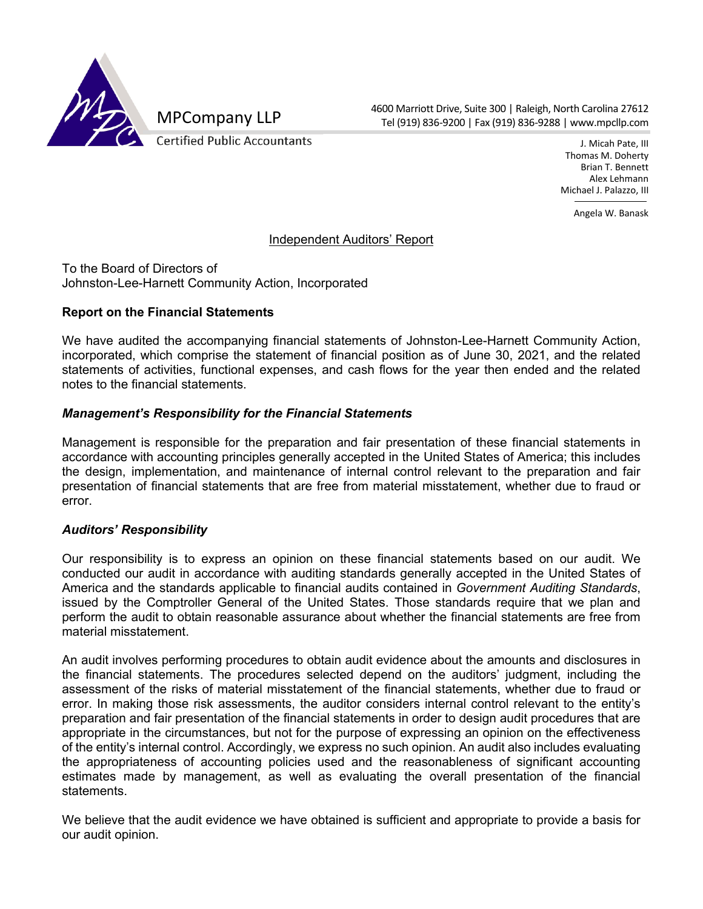MPCompany LLP

Certified Public Accountants

4600 Marriott Drive, Suite 300 | Raleigh, North Carolina 27612
Tel (919) 836-9200 | Fax (919) 836-9288 | www.mpcllp.com

J. Micah Pate, III
Thomas M. Doherty
Brian T. Bennett
Alex Lehmann
Michael J. Palazzo, III

Angela W. Banask

# Independent Auditors' Report

To the Board of Directors of
Johnston-Lee-Harnett Community Action, Incorporated

## Report on the Financial Statements

We have audited the accompanying financial statements of Johnston-Lee-Harnett Community Action, incorporated, which comprise the statement of financial position as of June 30, 2021, and the related statements of activities, functional expenses, and cash flows for the year then ended and the related notes to the financial statements.

### *Management's Responsibility for the Financial Statements*

Management is responsible for the preparation and fair presentation of these financial statements in accordance with accounting principles generally accepted in the United States of America; this includes the design, implementation, and maintenance of internal control relevant to the preparation and fair presentation of financial statements that are free from material misstatement, whether due to fraud or error.

### *Auditors' Responsibility*

Our responsibility is to express an opinion on these financial statements based on our audit. We conducted our audit in accordance with auditing standards generally accepted in the United States of America and the standards applicable to financial audits contained in *Government Auditing Standards*, issued by the Comptroller General of the United States. Those standards require that we plan and perform the audit to obtain reasonable assurance about whether the financial statements are free from material misstatement.

An audit involves performing procedures to obtain audit evidence about the amounts and disclosures in the financial statements. The procedures selected depend on the auditors' judgment, including the assessment of the risks of material misstatement of the financial statements, whether due to fraud or error. In making those risk assessments, the auditor considers internal control relevant to the entity's preparation and fair presentation of the financial statements in order to design audit procedures that are appropriate in the circumstances, but not for the purpose of expressing an opinion on the effectiveness of the entity's internal control. Accordingly, we express no such opinion. An audit also includes evaluating the appropriateness of accounting policies used and the reasonableness of significant accounting estimates made by management, as well as evaluating the overall presentation of the financial statements.

We believe that the audit evidence we have obtained is sufficient and appropriate to provide a basis for our audit opinion.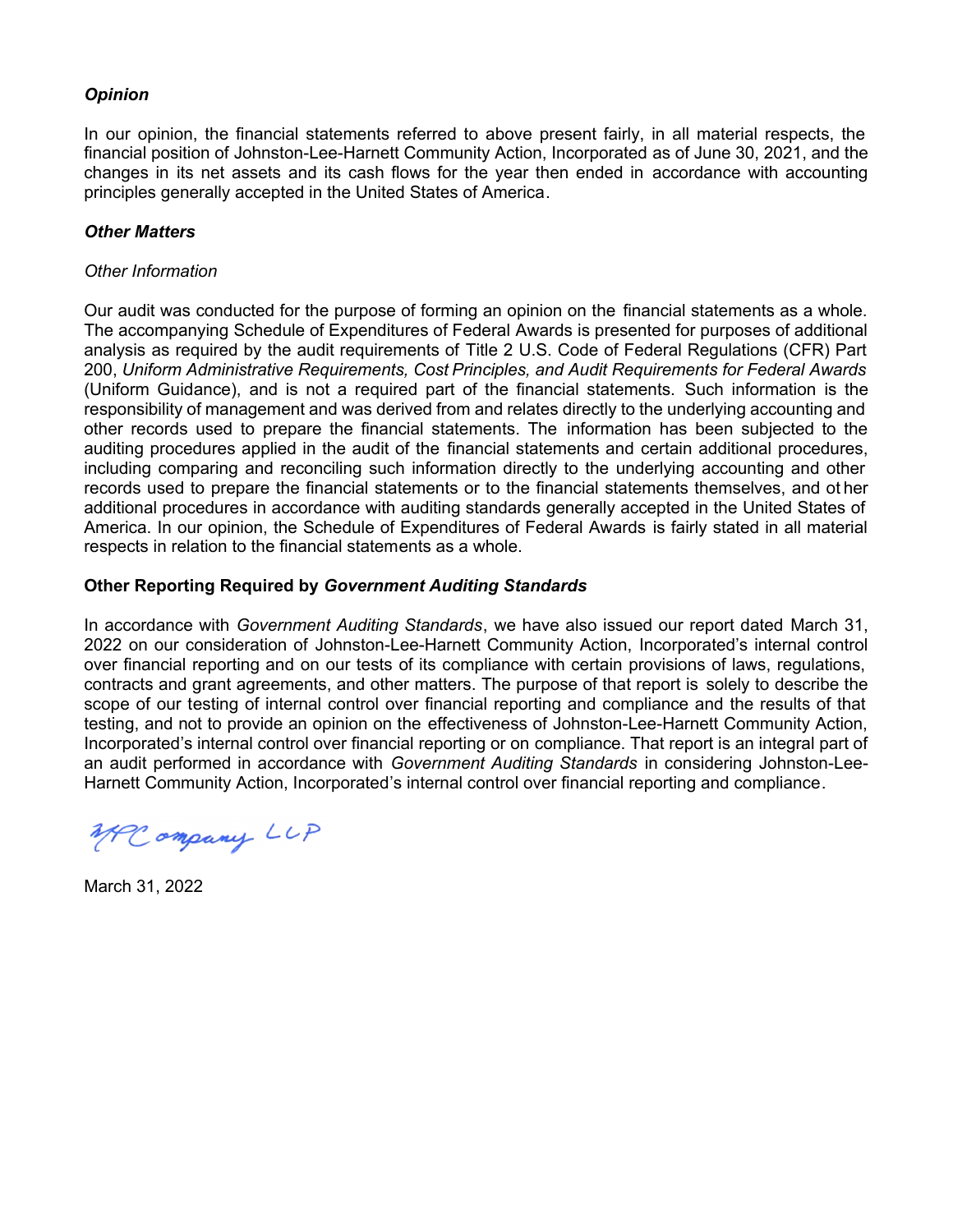### *Opinion*

In our opinion, the financial statements referred to above present fairly, in all material respects, the financial position of Johnston-Lee-Harnett Community Action, Incorporated as of June 30, 2021, and the changes in its net assets and its cash flows for the year then ended in accordance with accounting principles generally accepted in the United States of America.

### *Other Matters*

*Other Information*

Our audit was conducted for the purpose of forming an opinion on the financial statements as a whole. The accompanying Schedule of Expenditures of Federal Awards is presented for purposes of additional analysis as required by the audit requirements of Title 2 U.S. Code of Federal Regulations (CFR) Part 200, *Uniform Administrative Requirements, Cost Principles, and Audit Requirements for Federal Awards* (Uniform Guidance), and is not a required part of the financial statements. Such information is the responsibility of management and was derived from and relates directly to the underlying accounting and other records used to prepare the financial statements. The information has been subjected to the auditing procedures applied in the audit of the financial statements and certain additional procedures, including comparing and reconciling such information directly to the underlying accounting and other records used to prepare the financial statements or to the financial statements themselves, and other additional procedures in accordance with auditing standards generally accepted in the United States of America. In our opinion, the Schedule of Expenditures of Federal Awards is fairly stated in all material respects in relation to the financial statements as a whole.

### Other Reporting Required by *Government Auditing Standards*

In accordance with *Government Auditing Standards*, we have also issued our report dated March 31, 2022 on our consideration of Johnston-Lee-Harnett Community Action, Incorporated's internal control over financial reporting and on our tests of its compliance with certain provisions of laws, regulations, contracts and grant agreements, and other matters. The purpose of that report is solely to describe the scope of our testing of internal control over financial reporting and compliance and the results of that testing, and not to provide an opinion on the effectiveness of Johnston-Lee-Harnett Community Action, Incorporated's internal control over financial reporting or on compliance. That report is an integral part of an audit performed in accordance with *Government Auditing Standards* in considering Johnston-Lee-Harnett Community Action, Incorporated's internal control over financial reporting and compliance.

MPCompany LLP

March 31, 2022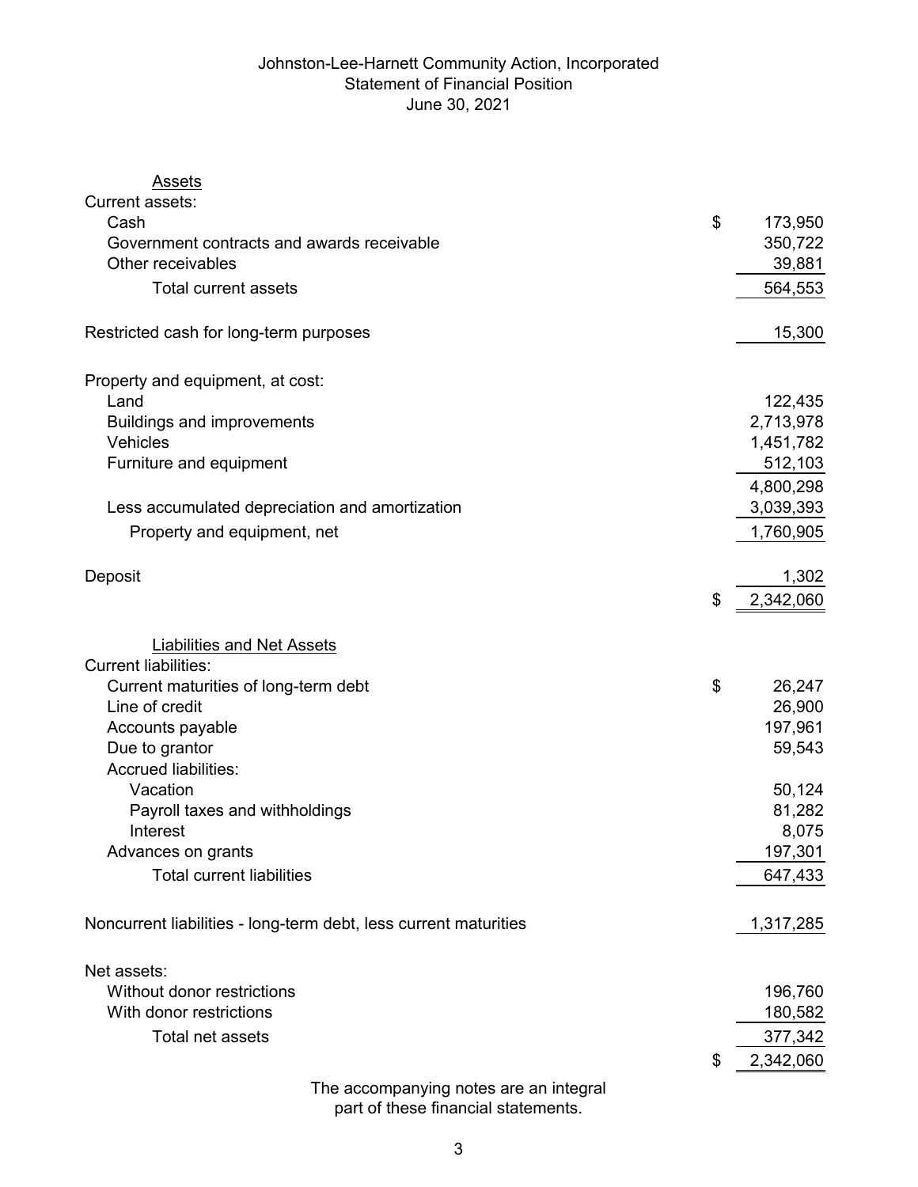# Johnston-Lee-Harnett Community Action, Incorporated
## Statement of Financial Position
### June 30, 2021

| | |
|---|---|
| **Assets** | |
| Current assets: | |
| Cash | $ 173,950 |
| Government contracts and awards receivable | 350,722 |
| Other receivables | 39,881 |
| Total current assets | 564,553 |
| | |
| Restricted cash for long-term purposes | 15,300 |
| | |
| Property and equipment, at cost: | |
| Land | 122,435 |
| Buildings and improvements | 2,713,978 |
| Vehicles | 1,451,782 |
| Furniture and equipment | 512,103 |
| | 4,800,298 |
| Less accumulated depreciation and amortization | 3,039,393 |
| Property and equipment, net | 1,760,905 |
| | |
| Deposit | 1,302 |
| | $ 2,342,060 |
| | |
| **Liabilities and Net Assets** | |
| Current liabilities: | |
| Current maturities of long-term debt | $ 26,247 |
| Line of credit | 26,900 |
| Accounts payable | 197,961 |
| Due to grantor | 59,543 |
| Accrued liabilities: | |
| Vacation | 50,124 |
| Payroll taxes and withholdings | 81,282 |
| Interest | 8,075 |
| Advances on grants | 197,301 |
| Total current liabilities | 647,433 |
| | |
| Noncurrent liabilities - long-term debt, less current maturities | 1,317,285 |
| | |
| Net assets: | |
| Without donor restrictions | 196,760 |
| With donor restrictions | 180,582 |
| Total net assets | 377,342 |
| | $ 2,342,060 |

The accompanying notes are an integral part of these financial statements.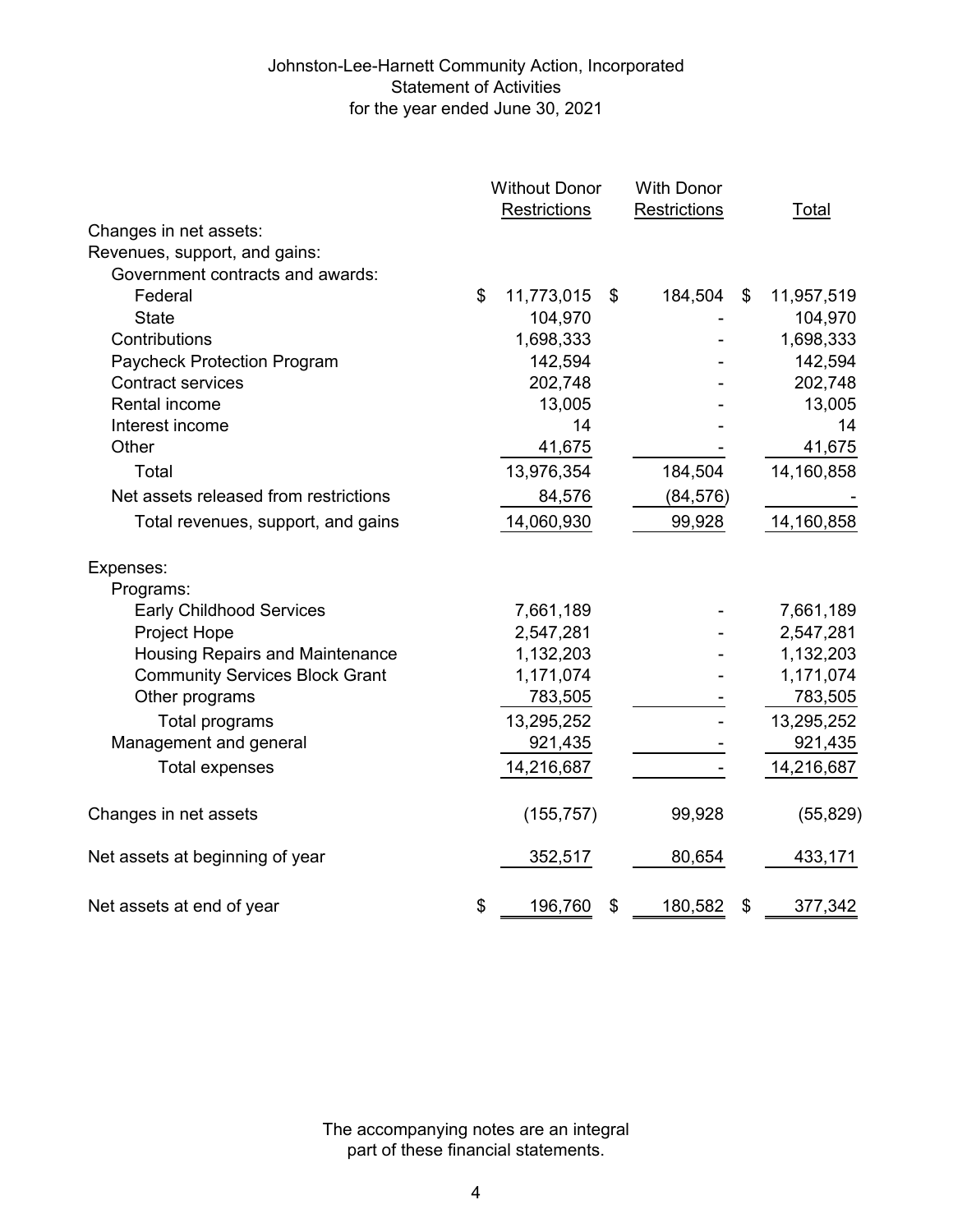# Johnston-Lee-Harnett Community Action, Incorporated
## Statement of Activities
### for the year ended June 30, 2021

| | Without Donor Restrictions | With Donor Restrictions | Total |
|---|---|---|---|
| Changes in net assets: | | | |
| Revenues, support, and gains: | | | |
| Government contracts and awards: | | | |
| Federal | $ 11,773,015 | $ 184,504 | $ 11,957,519 |
| State | 104,970 | - | 104,970 |
| Contributions | 1,698,333 | - | 1,698,333 |
| Paycheck Protection Program | 142,594 | - | 142,594 |
| Contract services | 202,748 | - | 202,748 |
| Rental income | 13,005 | - | 13,005 |
| Interest income | 14 | - | 14 |
| Other | 41,675 | - | 41,675 |
| Total | 13,976,354 | 184,504 | 14,160,858 |
| Net assets released from restrictions | 84,576 | (84,576) | - |
| Total revenues, support, and gains | 14,060,930 | 99,928 | 14,160,858 |
| Expenses: | | | |
| Programs: | | | |
| Early Childhood Services | 7,661,189 | - | 7,661,189 |
| Project Hope | 2,547,281 | - | 2,547,281 |
| Housing Repairs and Maintenance | 1,132,203 | - | 1,132,203 |
| Community Services Block Grant | 1,171,074 | - | 1,171,074 |
| Other programs | 783,505 | - | 783,505 |
| Total programs | 13,295,252 | - | 13,295,252 |
| Management and general | 921,435 | - | 921,435 |
| Total expenses | 14,216,687 | - | 14,216,687 |
| Changes in net assets | (155,757) | 99,928 | (55,829) |
| Net assets at beginning of year | 352,517 | 80,654 | 433,171 |
| Net assets at end of year | $ 196,760 | $ 180,582 | $ 377,342 |

The accompanying notes are an integral part of these financial statements.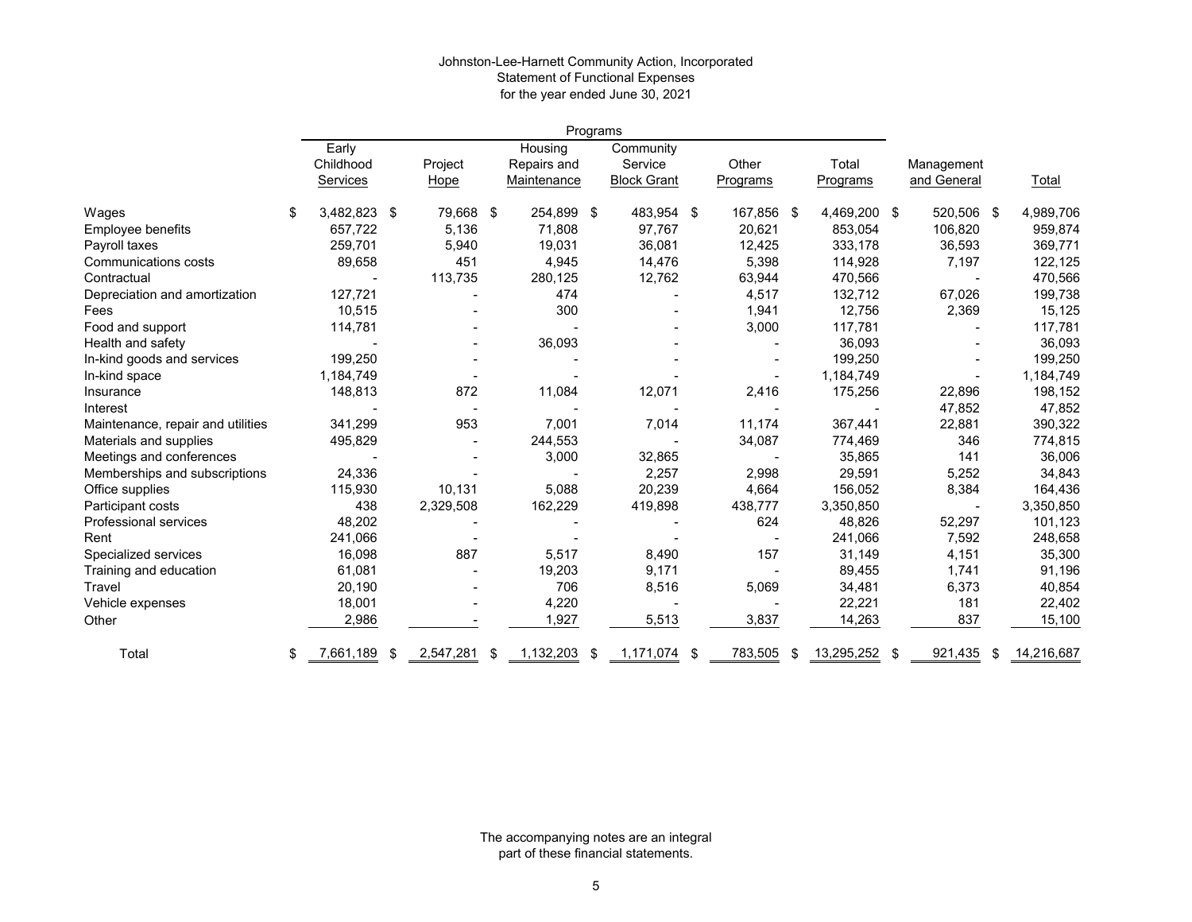Johnston-Lee-Harnett Community Action, Incorporated
Statement of Functional Expenses
for the year ended June 30, 2021

| | Programs | | | | | | | |
|---|---|---|---|---|---|---|---|---|
| | Early Childhood Services | Project Hope | Housing Repairs and Maintenance | Community Service Block Grant | Other Programs | Total Programs | Management and General | Total |
| Wages | $ 3,482,823 | $ 79,668 | $ 254,899 | $ 483,954 | $ 167,856 | $ 4,469,200 | $ 520,506 | $ 4,989,706 |
| Employee benefits | 657,722 | 5,136 | 71,808 | 97,767 | 20,621 | 853,054 | 106,820 | 959,874 |
| Payroll taxes | 259,701 | 5,940 | 19,031 | 36,081 | 12,425 | 333,178 | 36,593 | 369,771 |
| Communications costs | 89,658 | 451 | 4,945 | 14,476 | 5,398 | 114,928 | 7,197 | 122,125 |
| Contractual | - | 113,735 | 280,125 | 12,762 | 63,944 | 470,566 | - | 470,566 |
| Depreciation and amortization | 127,721 | - | 474 | - | 4,517 | 132,712 | 67,026 | 199,738 |
| Fees | 10,515 | - | 300 | - | 1,941 | 12,756 | 2,369 | 15,125 |
| Food and support | 114,781 | - | - | - | 3,000 | 117,781 | - | 117,781 |
| Health and safety | - | - | 36,093 | - | - | 36,093 | - | 36,093 |
| In-kind goods and services | 199,250 | - | - | - | - | 199,250 | - | 199,250 |
| In-kind space | 1,184,749 | - | - | - | - | 1,184,749 | - | 1,184,749 |
| Insurance | 148,813 | 872 | 11,084 | 12,071 | 2,416 | 175,256 | 22,896 | 198,152 |
| Interest | - | - | - | - | - | - | 47,852 | 47,852 |
| Maintenance, repair and utilities | 341,299 | 953 | 7,001 | 7,014 | 11,174 | 367,441 | 22,881 | 390,322 |
| Materials and supplies | 495,829 | - | 244,553 | - | 34,087 | 774,469 | 346 | 774,815 |
| Meetings and conferences | - | - | 3,000 | 32,865 | - | 35,865 | 141 | 36,006 |
| Memberships and subscriptions | 24,336 | - | - | 2,257 | 2,998 | 29,591 | 5,252 | 34,843 |
| Office supplies | 115,930 | 10,131 | 5,088 | 20,239 | 4,664 | 156,052 | 8,384 | 164,436 |
| Participant costs | 438 | 2,329,508 | 162,229 | 419,898 | 438,777 | 3,350,850 | - | 3,350,850 |
| Professional services | 48,202 | - | - | - | 624 | 48,826 | 52,297 | 101,123 |
| Rent | 241,066 | - | - | - | - | 241,066 | 7,592 | 248,658 |
| Specialized services | 16,098 | 887 | 5,517 | 8,490 | 157 | 31,149 | 4,151 | 35,300 |
| Training and education | 61,081 | - | 19,203 | 9,171 | - | 89,455 | 1,741 | 91,196 |
| Travel | 20,190 | - | 706 | 8,516 | 5,069 | 34,481 | 6,373 | 40,854 |
| Vehicle expenses | 18,001 | - | 4,220 | - | - | 22,221 | 181 | 22,402 |
| Other | 2,986 | - | 1,927 | 5,513 | 3,837 | 14,263 | 837 | 15,100 |
| Total | $ 7,661,189 | $ 2,547,281 | $ 1,132,203 | $ 1,171,074 | $ 783,505 | $ 13,295,252 | $ 921,435 | $ 14,216,687 |

The accompanying notes are an integral part of these financial statements.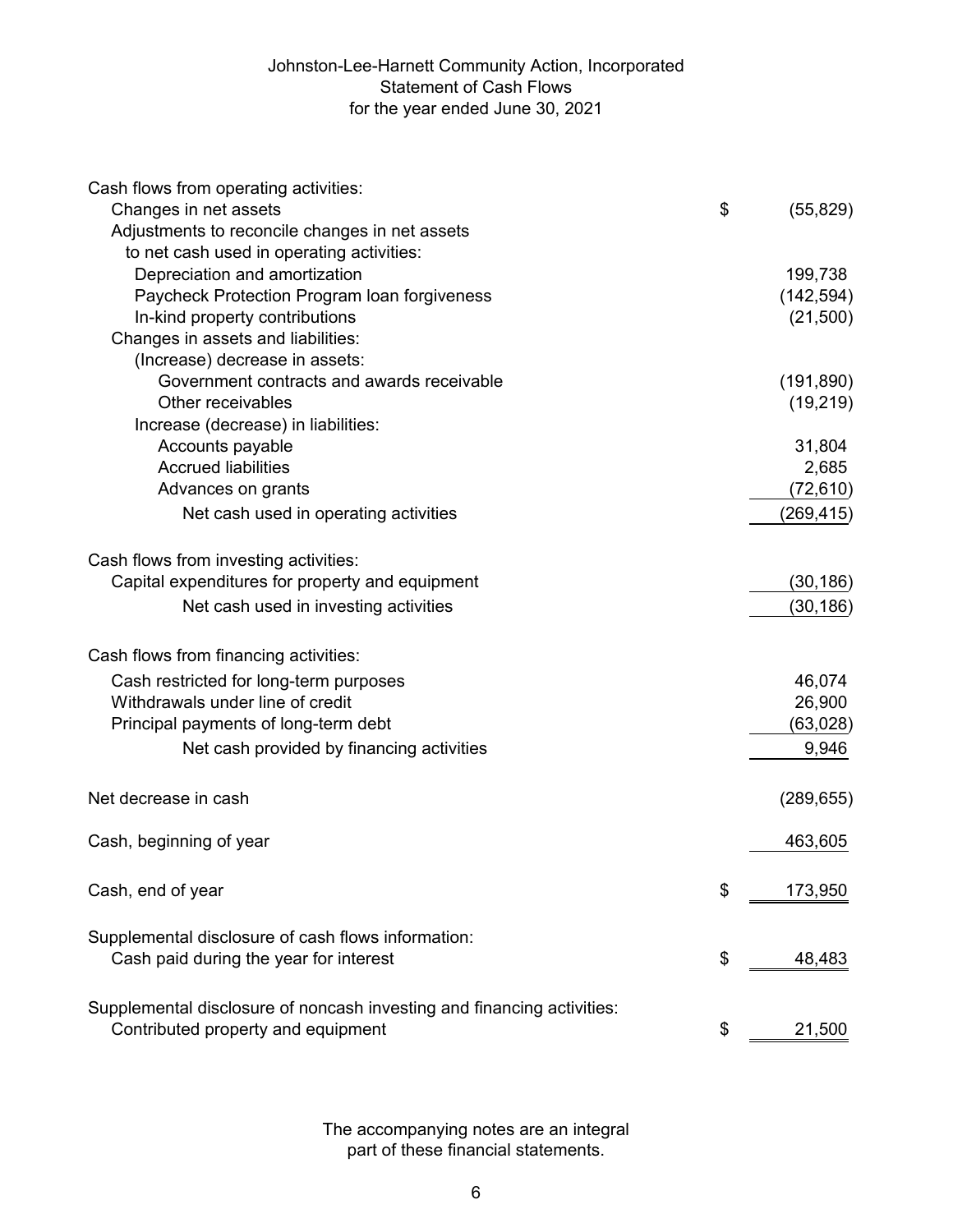# Johnston-Lee-Harnett Community Action, Incorporated
## Statement of Cash Flows
### for the year ended June 30, 2021

| | | |
|---|---|---|
| Cash flows from operating activities: | | |
| Changes in net assets | $ | (55,829) |
| Adjustments to reconcile changes in net assets to net cash used in operating activities: | | |
| Depreciation and amortization | | 199,738 |
| Paycheck Protection Program loan forgiveness | | (142,594) |
| In-kind property contributions | | (21,500) |
| Changes in assets and liabilities: | | |
| (Increase) decrease in assets: | | |
| Government contracts and awards receivable | | (191,890) |
| Other receivables | | (19,219) |
| Increase (decrease) in liabilities: | | |
| Accounts payable | | 31,804 |
| Accrued liabilities | | 2,685 |
| Advances on grants | | (72,610) |
| Net cash used in operating activities | | (269,415) |
| Cash flows from investing activities: | | |
| Capital expenditures for property and equipment | | (30,186) |
| Net cash used in investing activities | | (30,186) |
| Cash flows from financing activities: | | |
| Cash restricted for long-term purposes | | 46,074 |
| Withdrawals under line of credit | | 26,900 |
| Principal payments of long-term debt | | (63,028) |
| Net cash provided by financing activities | | 9,946 |
| Net decrease in cash | | (289,655) |
| Cash, beginning of year | | 463,605 |
| Cash, end of year | $ | 173,950 |
| Supplemental disclosure of cash flows information: | | |
| Cash paid during the year for interest | $ | 48,483 |
| Supplemental disclosure of noncash investing and financing activities: | | |
| Contributed property and equipment | $ | 21,500 |

The accompanying notes are an integral part of these financial statements.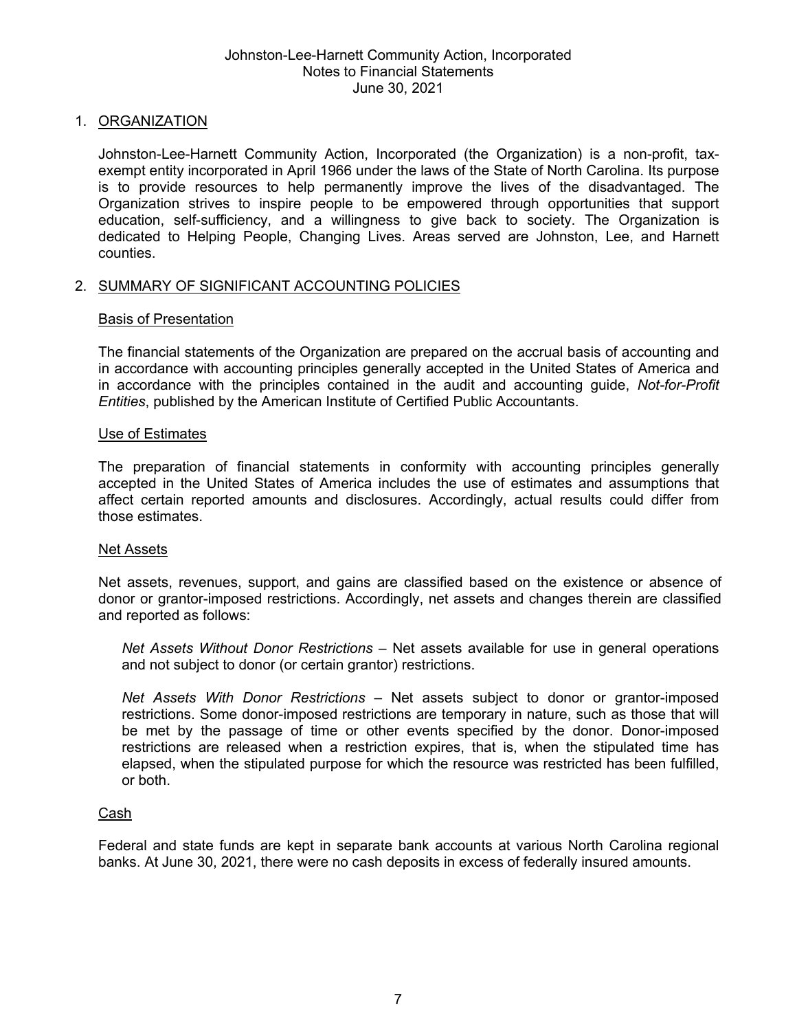# Johnston-Lee-Harnett Community Action, Incorporated
## Notes to Financial Statements
## June 30, 2021

## 1. ORGANIZATION

Johnston-Lee-Harnett Community Action, Incorporated (the Organization) is a non-profit, tax-exempt entity incorporated in April 1966 under the laws of the State of North Carolina. Its purpose is to provide resources to help permanently improve the lives of the disadvantaged. The Organization strives to inspire people to be empowered through opportunities that support education, self-sufficiency, and a willingness to give back to society. The Organization is dedicated to Helping People, Changing Lives. Areas served are Johnston, Lee, and Harnett counties.

## 2. SUMMARY OF SIGNIFICANT ACCOUNTING POLICIES

### Basis of Presentation

The financial statements of the Organization are prepared on the accrual basis of accounting and in accordance with accounting principles generally accepted in the United States of America and in accordance with the principles contained in the audit and accounting guide, *Not-for-Profit Entities*, published by the American Institute of Certified Public Accountants.

### Use of Estimates

The preparation of financial statements in conformity with accounting principles generally accepted in the United States of America includes the use of estimates and assumptions that affect certain reported amounts and disclosures. Accordingly, actual results could differ from those estimates.

### Net Assets

Net assets, revenues, support, and gains are classified based on the existence or absence of donor or grantor-imposed restrictions. Accordingly, net assets and changes therein are classified and reported as follows:

*Net Assets Without Donor Restrictions* – Net assets available for use in general operations and not subject to donor (or certain grantor) restrictions.

*Net Assets With Donor Restrictions* – Net assets subject to donor or grantor-imposed restrictions. Some donor-imposed restrictions are temporary in nature, such as those that will be met by the passage of time or other events specified by the donor. Donor-imposed restrictions are released when a restriction expires, that is, when the stipulated time has elapsed, when the stipulated purpose for which the resource was restricted has been fulfilled, or both.

### Cash

Federal and state funds are kept in separate bank accounts at various North Carolina regional banks. At June 30, 2021, there were no cash deposits in excess of federally insured amounts.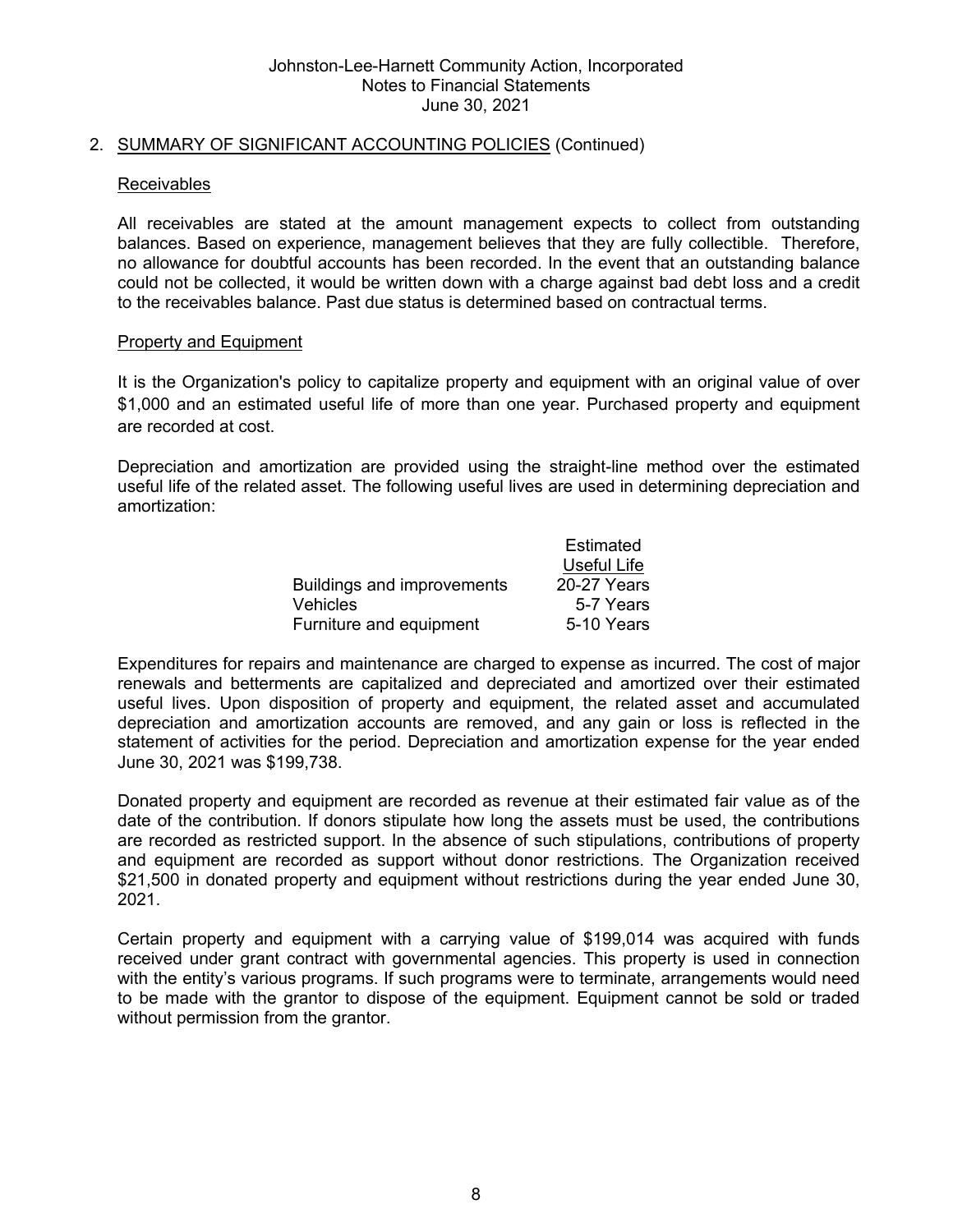## 2. SUMMARY OF SIGNIFICANT ACCOUNTING POLICIES (Continued)

### Receivables

All receivables are stated at the amount management expects to collect from outstanding balances. Based on experience, management believes that they are fully collectible. Therefore, no allowance for doubtful accounts has been recorded. In the event that an outstanding balance could not be collected, it would be written down with a charge against bad debt loss and a credit to the receivables balance. Past due status is determined based on contractual terms.

### Property and Equipment

It is the Organization's policy to capitalize property and equipment with an original value of over $1,000 and an estimated useful life of more than one year. Purchased property and equipment are recorded at cost.

Depreciation and amortization are provided using the straight-line method over the estimated useful life of the related asset. The following useful lives are used in determining depreciation and amortization:

| | Estimated Useful Life |
|---|---|
| Buildings and improvements | 20-27 Years |
| Vehicles | 5-7 Years |
| Furniture and equipment | 5-10 Years |

Expenditures for repairs and maintenance are charged to expense as incurred. The cost of major renewals and betterments are capitalized and depreciated and amortized over their estimated useful lives. Upon disposition of property and equipment, the related asset and accumulated depreciation and amortization accounts are removed, and any gain or loss is reflected in the statement of activities for the period. Depreciation and amortization expense for the year ended June 30, 2021 was $199,738.

Donated property and equipment are recorded as revenue at their estimated fair value as of the date of the contribution. If donors stipulate how long the assets must be used, the contributions are recorded as restricted support. In the absence of such stipulations, contributions of property and equipment are recorded as support without donor restrictions. The Organization received $21,500 in donated property and equipment without restrictions during the year ended June 30, 2021.

Certain property and equipment with a carrying value of $199,014 was acquired with funds received under grant contract with governmental agencies. This property is used in connection with the entity's various programs. If such programs were to terminate, arrangements would need to be made with the grantor to dispose of the equipment. Equipment cannot be sold or traded without permission from the grantor.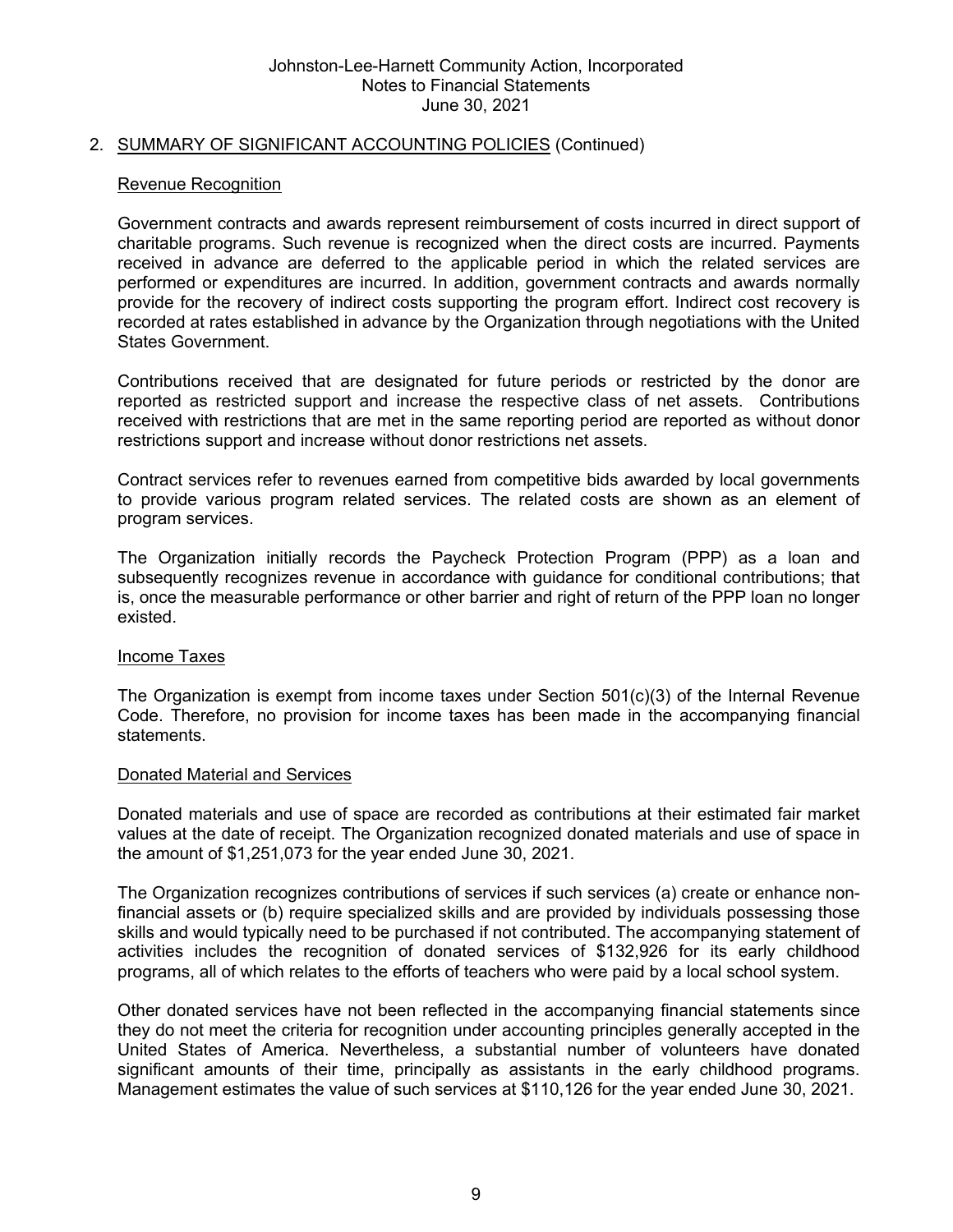## 2. SUMMARY OF SIGNIFICANT ACCOUNTING POLICIES (Continued)

### Revenue Recognition

Government contracts and awards represent reimbursement of costs incurred in direct support of charitable programs. Such revenue is recognized when the direct costs are incurred. Payments received in advance are deferred to the applicable period in which the related services are performed or expenditures are incurred. In addition, government contracts and awards normally provide for the recovery of indirect costs supporting the program effort. Indirect cost recovery is recorded at rates established in advance by the Organization through negotiations with the United States Government.

Contributions received that are designated for future periods or restricted by the donor are reported as restricted support and increase the respective class of net assets. Contributions received with restrictions that are met in the same reporting period are reported as without donor restrictions support and increase without donor restrictions net assets.

Contract services refer to revenues earned from competitive bids awarded by local governments to provide various program related services. The related costs are shown as an element of program services.

The Organization initially records the Paycheck Protection Program (PPP) as a loan and subsequently recognizes revenue in accordance with guidance for conditional contributions; that is, once the measurable performance or other barrier and right of return of the PPP loan no longer existed.

### Income Taxes

The Organization is exempt from income taxes under Section 501(c)(3) of the Internal Revenue Code. Therefore, no provision for income taxes has been made in the accompanying financial statements.

### Donated Material and Services

Donated materials and use of space are recorded as contributions at their estimated fair market values at the date of receipt. The Organization recognized donated materials and use of space in the amount of $1,251,073 for the year ended June 30, 2021.

The Organization recognizes contributions of services if such services (a) create or enhance non-financial assets or (b) require specialized skills and are provided by individuals possessing those skills and would typically need to be purchased if not contributed. The accompanying statement of activities includes the recognition of donated services of $132,926 for its early childhood programs, all of which relates to the efforts of teachers who were paid by a local school system.

Other donated services have not been reflected in the accompanying financial statements since they do not meet the criteria for recognition under accounting principles generally accepted in the United States of America. Nevertheless, a substantial number of volunteers have donated significant amounts of their time, principally as assistants in the early childhood programs. Management estimates the value of such services at $110,126 for the year ended June 30, 2021.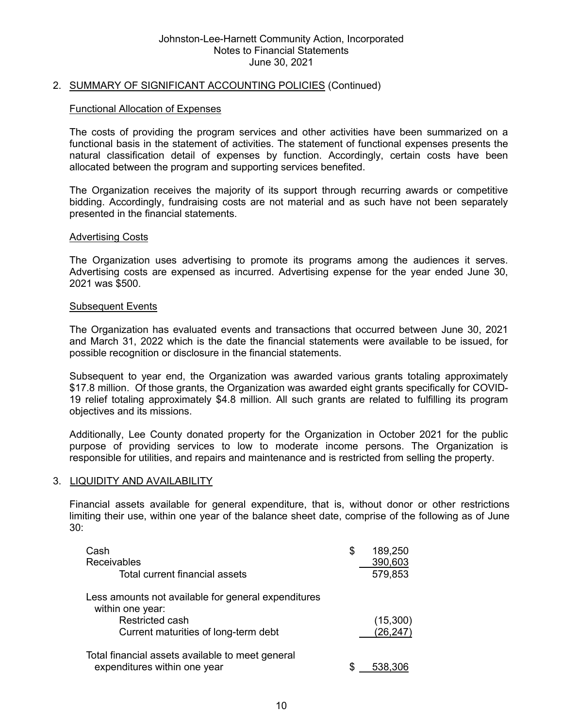## 2. SUMMARY OF SIGNIFICANT ACCOUNTING POLICIES (Continued)

### Functional Allocation of Expenses

The costs of providing the program services and other activities have been summarized on a functional basis in the statement of activities. The statement of functional expenses presents the natural classification detail of expenses by function. Accordingly, certain costs have been allocated between the program and supporting services benefited.

The Organization receives the majority of its support through recurring awards or competitive bidding. Accordingly, fundraising costs are not material and as such have not been separately presented in the financial statements.

### Advertising Costs

The Organization uses advertising to promote its programs among the audiences it serves. Advertising costs are expensed as incurred. Advertising expense for the year ended June 30, 2021 was $500.

### Subsequent Events

The Organization has evaluated events and transactions that occurred between June 30, 2021 and March 31, 2022 which is the date the financial statements were available to be issued, for possible recognition or disclosure in the financial statements.

Subsequent to year end, the Organization was awarded various grants totaling approximately $17.8 million. Of those grants, the Organization was awarded eight grants specifically for COVID-19 relief totaling approximately $4.8 million. All such grants are related to fulfilling its program objectives and its missions.

Additionally, Lee County donated property for the Organization in October 2021 for the public purpose of providing services to low to moderate income persons. The Organization is responsible for utilities, and repairs and maintenance and is restricted from selling the property.

## 3. LIQUIDITY AND AVAILABILITY

Financial assets available for general expenditure, that is, without donor or other restrictions limiting their use, within one year of the balance sheet date, comprise of the following as of June 30:

| | |
|---|---|
| Cash | $ 189,250 |
| Receivables | 390,603 |
| Total current financial assets | 579,853 |
| Less amounts not available for general expenditures within one year: | |
| Restricted cash | (15,300) |
| Current maturities of long-term debt | (26,247) |
| Total financial assets available to meet general expenditures within one year | $ 538,306 |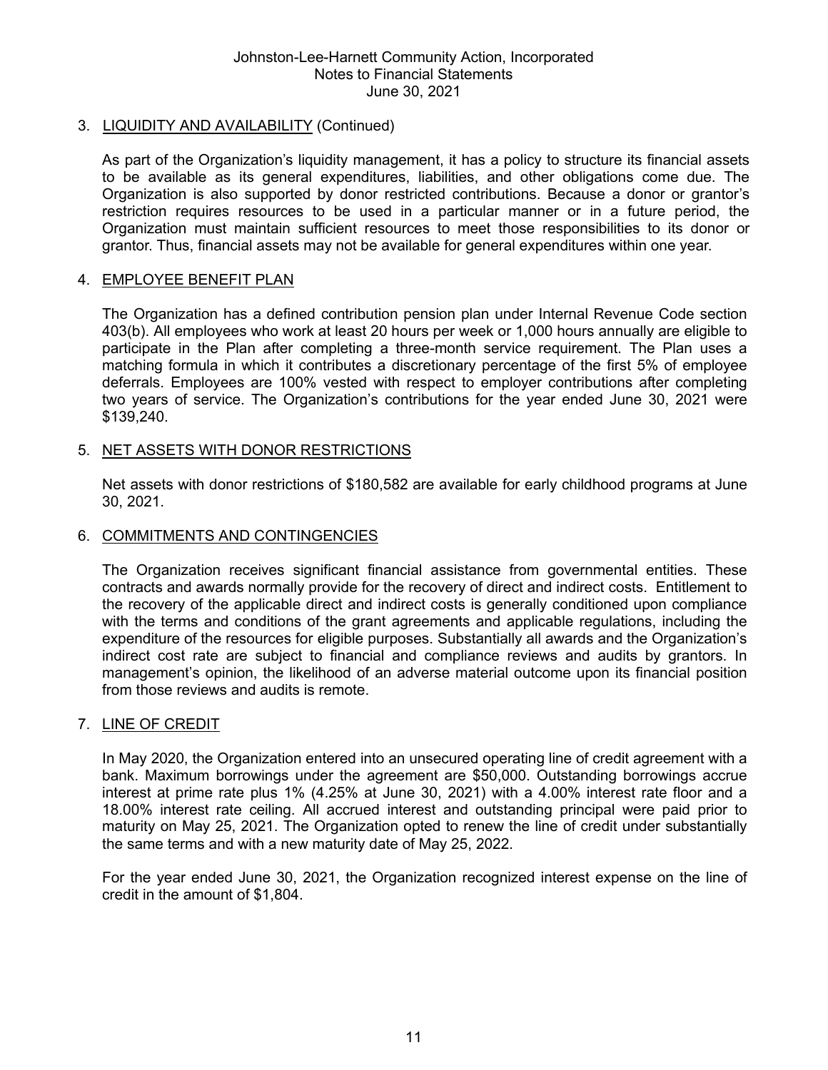## 3. LIQUIDITY AND AVAILABILITY (Continued)

As part of the Organization's liquidity management, it has a policy to structure its financial assets to be available as its general expenditures, liabilities, and other obligations come due. The Organization is also supported by donor restricted contributions. Because a donor or grantor's restriction requires resources to be used in a particular manner or in a future period, the Organization must maintain sufficient resources to meet those responsibilities to its donor or grantor. Thus, financial assets may not be available for general expenditures within one year.

## 4. EMPLOYEE BENEFIT PLAN

The Organization has a defined contribution pension plan under Internal Revenue Code section 403(b). All employees who work at least 20 hours per week or 1,000 hours annually are eligible to participate in the Plan after completing a three-month service requirement. The Plan uses a matching formula in which it contributes a discretionary percentage of the first 5% of employee deferrals. Employees are 100% vested with respect to employer contributions after completing two years of service. The Organization's contributions for the year ended June 30, 2021 were $139,240.

## 5. NET ASSETS WITH DONOR RESTRICTIONS

Net assets with donor restrictions of $180,582 are available for early childhood programs at June 30, 2021.

## 6. COMMITMENTS AND CONTINGENCIES

The Organization receives significant financial assistance from governmental entities. These contracts and awards normally provide for the recovery of direct and indirect costs. Entitlement to the recovery of the applicable direct and indirect costs is generally conditioned upon compliance with the terms and conditions of the grant agreements and applicable regulations, including the expenditure of the resources for eligible purposes. Substantially all awards and the Organization's indirect cost rate are subject to financial and compliance reviews and audits by grantors. In management's opinion, the likelihood of an adverse material outcome upon its financial position from those reviews and audits is remote.

## 7. LINE OF CREDIT

In May 2020, the Organization entered into an unsecured operating line of credit agreement with a bank. Maximum borrowings under the agreement are $50,000. Outstanding borrowings accrue interest at prime rate plus 1% (4.25% at June 30, 2021) with a 4.00% interest rate floor and a 18.00% interest rate ceiling. All accrued interest and outstanding principal were paid prior to maturity on May 25, 2021. The Organization opted to renew the line of credit under substantially the same terms and with a new maturity date of May 25, 2022.

For the year ended June 30, 2021, the Organization recognized interest expense on the line of credit in the amount of $1,804.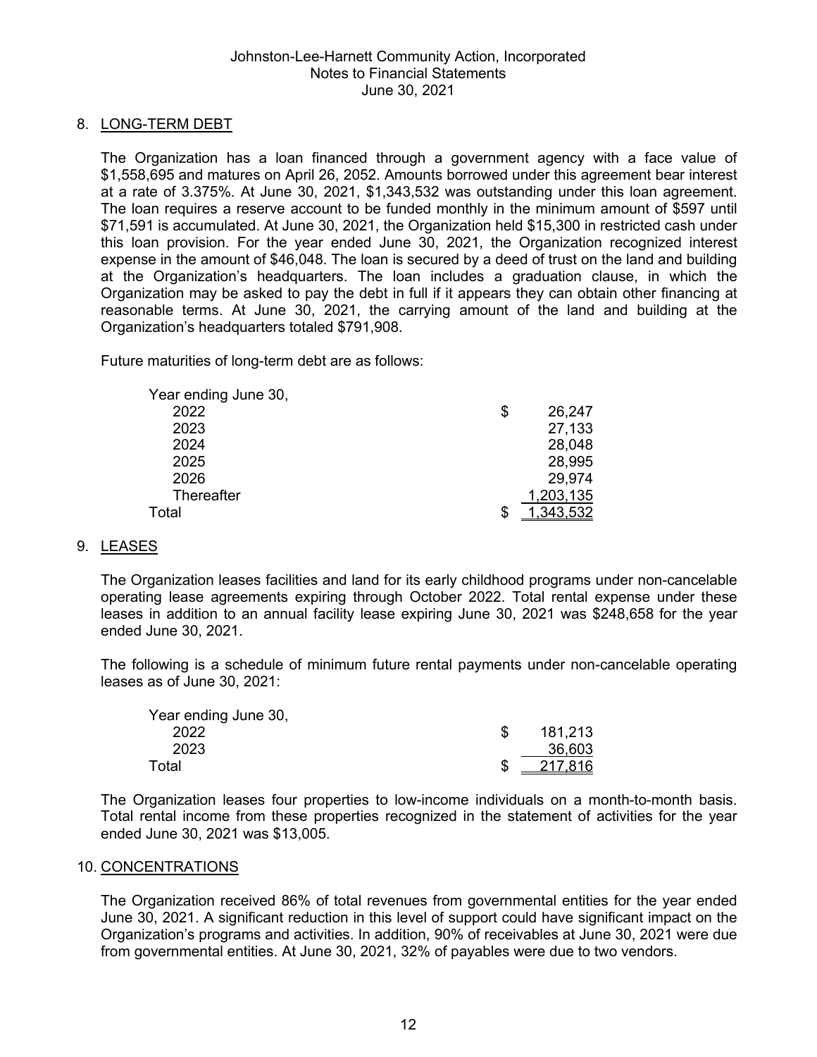Johnston-Lee-Harnett Community Action, Incorporated
Notes to Financial Statements
June 30, 2021

## 8. LONG-TERM DEBT

The Organization has a loan financed through a government agency with a face value of $1,558,695 and matures on April 26, 2052. Amounts borrowed under this agreement bear interest at a rate of 3.375%. At June 30, 2021, $1,343,532 was outstanding under this loan agreement. The loan requires a reserve account to be funded monthly in the minimum amount of $597 until $71,591 is accumulated. At June 30, 2021, the Organization held $15,300 in restricted cash under this loan provision. For the year ended June 30, 2021, the Organization recognized interest expense in the amount of $46,048. The loan is secured by a deed of trust on the land and building at the Organization's headquarters. The loan includes a graduation clause, in which the Organization may be asked to pay the debt in full if it appears they can obtain other financing at reasonable terms. At June 30, 2021, the carrying amount of the land and building at the Organization's headquarters totaled $791,908.

Future maturities of long-term debt are as follows:

| Year ending June 30, | |
|---|---|
| 2022 | $ 26,247 |
| 2023 | 27,133 |
| 2024 | 28,048 |
| 2025 | 28,995 |
| 2026 | 29,974 |
| Thereafter | 1,203,135 |
| Total | $ 1,343,532 |

## 9. LEASES

The Organization leases facilities and land for its early childhood programs under non-cancelable operating lease agreements expiring through October 2022. Total rental expense under these leases in addition to an annual facility lease expiring June 30, 2021 was $248,658 for the year ended June 30, 2021.

The following is a schedule of minimum future rental payments under non-cancelable operating leases as of June 30, 2021:

| Year ending June 30, | |
|---|---|
| 2022 | $ 181,213 |
| 2023 | 36,603 |
| Total | $ 217,816 |

The Organization leases four properties to low-income individuals on a month-to-month basis. Total rental income from these properties recognized in the statement of activities for the year ended June 30, 2021 was $13,005.

## 10. CONCENTRATIONS

The Organization received 86% of total revenues from governmental entities for the year ended June 30, 2021. A significant reduction in this level of support could have significant impact on the Organization's programs and activities. In addition, 90% of receivables at June 30, 2021 were due from governmental entities. At June 30, 2021, 32% of payables were due to two vendors.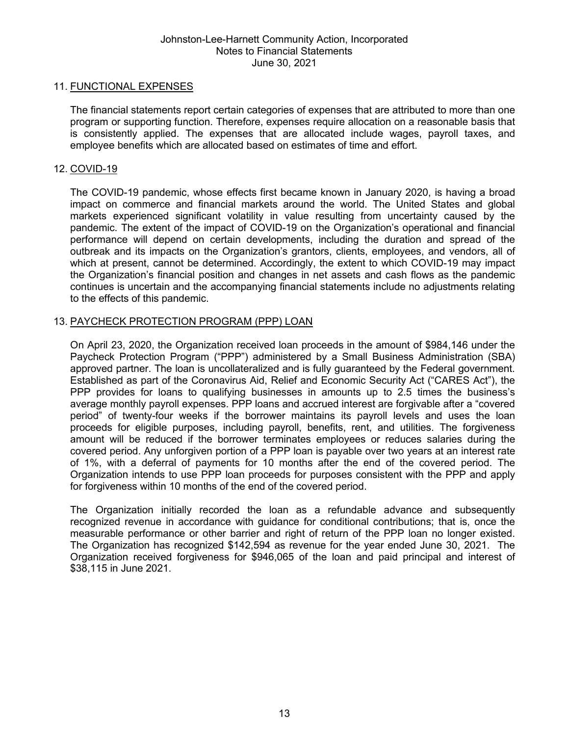## 11. FUNCTIONAL EXPENSES

The financial statements report certain categories of expenses that are attributed to more than one program or supporting function. Therefore, expenses require allocation on a reasonable basis that is consistently applied. The expenses that are allocated include wages, payroll taxes, and employee benefits which are allocated based on estimates of time and effort.

## 12. COVID-19

The COVID-19 pandemic, whose effects first became known in January 2020, is having a broad impact on commerce and financial markets around the world. The United States and global markets experienced significant volatility in value resulting from uncertainty caused by the pandemic. The extent of the impact of COVID-19 on the Organization's operational and financial performance will depend on certain developments, including the duration and spread of the outbreak and its impacts on the Organization's grantors, clients, employees, and vendors, all of which at present, cannot be determined. Accordingly, the extent to which COVID-19 may impact the Organization's financial position and changes in net assets and cash flows as the pandemic continues is uncertain and the accompanying financial statements include no adjustments relating to the effects of this pandemic.

## 13. PAYCHECK PROTECTION PROGRAM (PPP) LOAN

On April 23, 2020, the Organization received loan proceeds in the amount of $984,146 under the Paycheck Protection Program ("PPP") administered by a Small Business Administration (SBA) approved partner. The loan is uncollateralized and is fully guaranteed by the Federal government. Established as part of the Coronavirus Aid, Relief and Economic Security Act ("CARES Act"), the PPP provides for loans to qualifying businesses in amounts up to 2.5 times the business's average monthly payroll expenses. PPP loans and accrued interest are forgivable after a "covered period" of twenty-four weeks if the borrower maintains its payroll levels and uses the loan proceeds for eligible purposes, including payroll, benefits, rent, and utilities. The forgiveness amount will be reduced if the borrower terminates employees or reduces salaries during the covered period. Any unforgiven portion of a PPP loan is payable over two years at an interest rate of 1%, with a deferral of payments for 10 months after the end of the covered period. The Organization intends to use PPP loan proceeds for purposes consistent with the PPP and apply for forgiveness within 10 months of the end of the covered period.

The Organization initially recorded the loan as a refundable advance and subsequently recognized revenue in accordance with guidance for conditional contributions; that is, once the measurable performance or other barrier and right of return of the PPP loan no longer existed. The Organization has recognized $142,594 as revenue for the year ended June 30, 2021. The Organization received forgiveness for $946,065 of the loan and paid principal and interest of $38,115 in June 2021.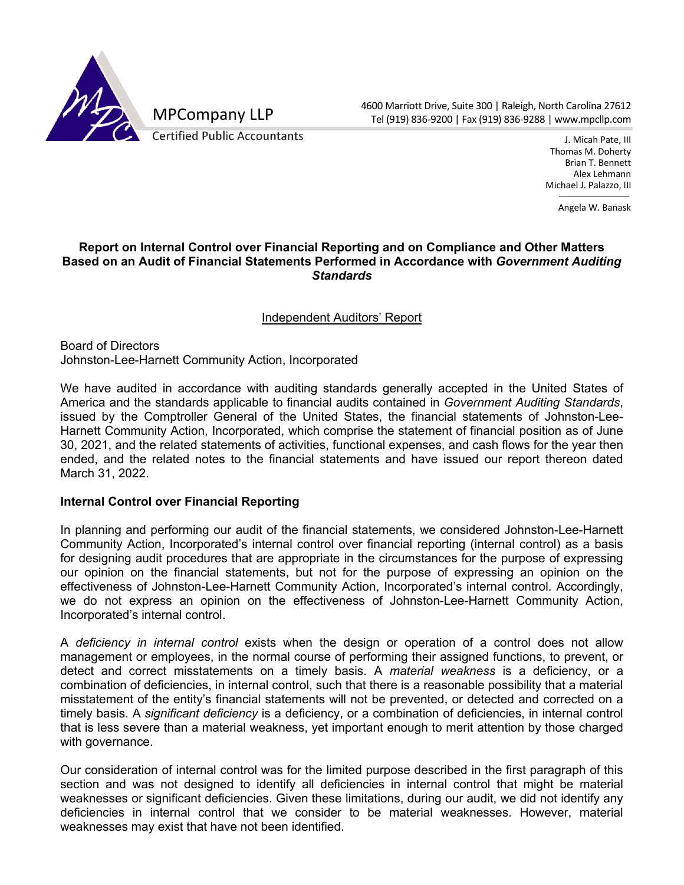MPCompany LLP

Certified Public Accountants

4600 Marriott Drive, Suite 300 | Raleigh, North Carolina 27612
Tel (919) 836-9200 | Fax (919) 836-9288 | www.mpcllp.com

J. Micah Pate, III
Thomas M. Doherty
Brian T. Bennett
Alex Lehmann
Michael J. Palazzo, III

Angela W. Banask

## Report on Internal Control over Financial Reporting and on Compliance and Other Matters Based on an Audit of Financial Statements Performed in Accordance with *Government Auditing Standards*

Independent Auditors' Report

Board of Directors
Johnston-Lee-Harnett Community Action, Incorporated

We have audited in accordance with auditing standards generally accepted in the United States of America and the standards applicable to financial audits contained in *Government Auditing Standards*, issued by the Comptroller General of the United States, the financial statements of Johnston-Lee-Harnett Community Action, Incorporated, which comprise the statement of financial position as of June 30, 2021, and the related statements of activities, functional expenses, and cash flows for the year then ended, and the related notes to the financial statements and have issued our report thereon dated March 31, 2022.

### Internal Control over Financial Reporting

In planning and performing our audit of the financial statements, we considered Johnston-Lee-Harnett Community Action, Incorporated's internal control over financial reporting (internal control) as a basis for designing audit procedures that are appropriate in the circumstances for the purpose of expressing our opinion on the financial statements, but not for the purpose of expressing an opinion on the effectiveness of Johnston-Lee-Harnett Community Action, Incorporated's internal control. Accordingly, we do not express an opinion on the effectiveness of Johnston-Lee-Harnett Community Action, Incorporated's internal control.

A *deficiency in internal control* exists when the design or operation of a control does not allow management or employees, in the normal course of performing their assigned functions, to prevent, or detect and correct misstatements on a timely basis. A *material weakness* is a deficiency, or a combination of deficiencies, in internal control, such that there is a reasonable possibility that a material misstatement of the entity's financial statements will not be prevented, or detected and corrected on a timely basis. A *significant deficiency* is a deficiency, or a combination of deficiencies, in internal control that is less severe than a material weakness, yet important enough to merit attention by those charged with governance.

Our consideration of internal control was for the limited purpose described in the first paragraph of this section and was not designed to identify all deficiencies in internal control that might be material weaknesses or significant deficiencies. Given these limitations, during our audit, we did not identify any deficiencies in internal control that we consider to be material weaknesses. However, material weaknesses may exist that have not been identified.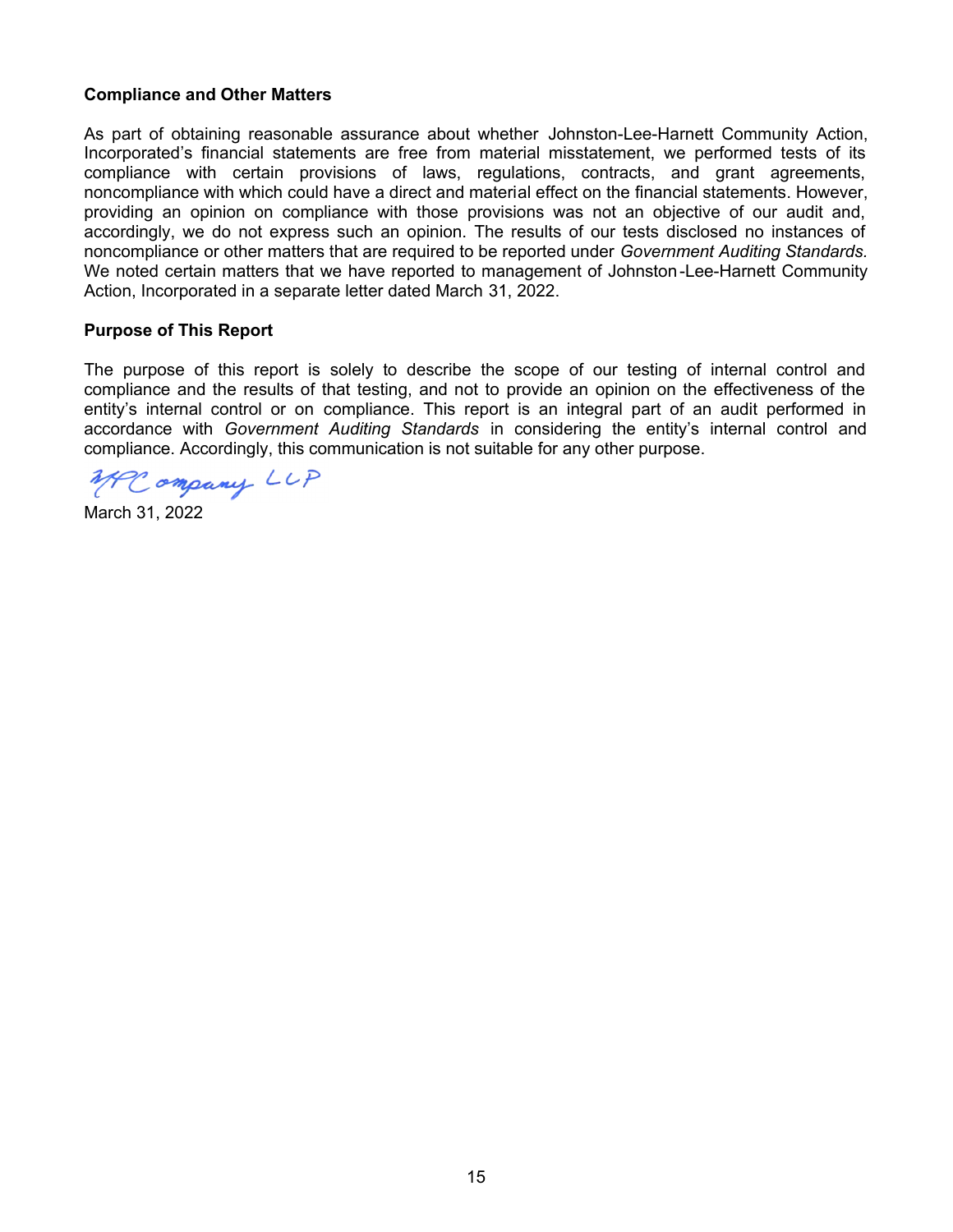**Compliance and Other Matters**

As part of obtaining reasonable assurance about whether Johnston-Lee-Harnett Community Action, Incorporated's financial statements are free from material misstatement, we performed tests of its compliance with certain provisions of laws, regulations, contracts, and grant agreements, noncompliance with which could have a direct and material effect on the financial statements. However, providing an opinion on compliance with those provisions was not an objective of our audit and, accordingly, we do not express such an opinion. The results of our tests disclosed no instances of noncompliance or other matters that are required to be reported under *Government Auditing Standards.* We noted certain matters that we have reported to management of Johnston-Lee-Harnett Community Action, Incorporated in a separate letter dated March 31, 2022.

**Purpose of This Report**

The purpose of this report is solely to describe the scope of our testing of internal control and compliance and the results of that testing, and not to provide an opinion on the effectiveness of the entity's internal control or on compliance. This report is an integral part of an audit performed in accordance with *Government Auditing Standards* in considering the entity's internal control and compliance. Accordingly, this communication is not suitable for any other purpose.

MPCompany LLP

March 31, 2022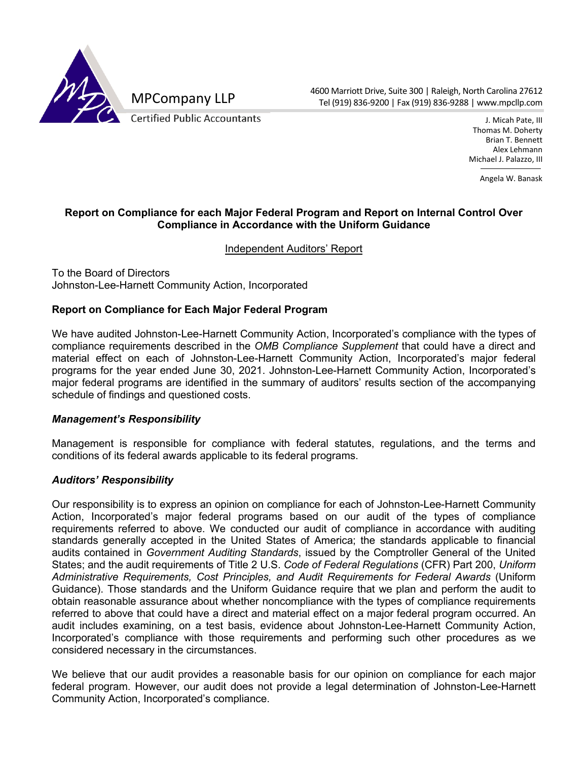MPCompany LLP

Certified Public Accountants

4600 Marriott Drive, Suite 300 | Raleigh, North Carolina 27612
Tel (919) 836-9200 | Fax (919) 836-9288 | www.mpcllp.com

J. Micah Pate, III
Thomas M. Doherty
Brian T. Bennett
Alex Lehmann
Michael J. Palazzo, III

Angela W. Banask

## Report on Compliance for each Major Federal Program and Report on Internal Control Over Compliance in Accordance with the Uniform Guidance

Independent Auditors' Report

To the Board of Directors
Johnston-Lee-Harnett Community Action, Incorporated

### Report on Compliance for Each Major Federal Program

We have audited Johnston-Lee-Harnett Community Action, Incorporated's compliance with the types of compliance requirements described in the *OMB Compliance Supplement* that could have a direct and material effect on each of Johnston-Lee-Harnett Community Action, Incorporated's major federal programs for the year ended June 30, 2021. Johnston-Lee-Harnett Community Action, Incorporated's major federal programs are identified in the summary of auditors' results section of the accompanying schedule of findings and questioned costs.

### *Management's Responsibility*

Management is responsible for compliance with federal statutes, regulations, and the terms and conditions of its federal awards applicable to its federal programs.

### *Auditors' Responsibility*

Our responsibility is to express an opinion on compliance for each of Johnston-Lee-Harnett Community Action, Incorporated's major federal programs based on our audit of the types of compliance requirements referred to above. We conducted our audit of compliance in accordance with auditing standards generally accepted in the United States of America; the standards applicable to financial audits contained in *Government Auditing Standards*, issued by the Comptroller General of the United States; and the audit requirements of Title 2 U.S. *Code of Federal Regulations* (CFR) Part 200, *Uniform Administrative Requirements, Cost Principles, and Audit Requirements for Federal Awards* (Uniform Guidance). Those standards and the Uniform Guidance require that we plan and perform the audit to obtain reasonable assurance about whether noncompliance with the types of compliance requirements referred to above that could have a direct and material effect on a major federal program occurred. An audit includes examining, on a test basis, evidence about Johnston-Lee-Harnett Community Action, Incorporated's compliance with those requirements and performing such other procedures as we considered necessary in the circumstances.

We believe that our audit provides a reasonable basis for our opinion on compliance for each major federal program. However, our audit does not provide a legal determination of Johnston-Lee-Harnett Community Action, Incorporated's compliance.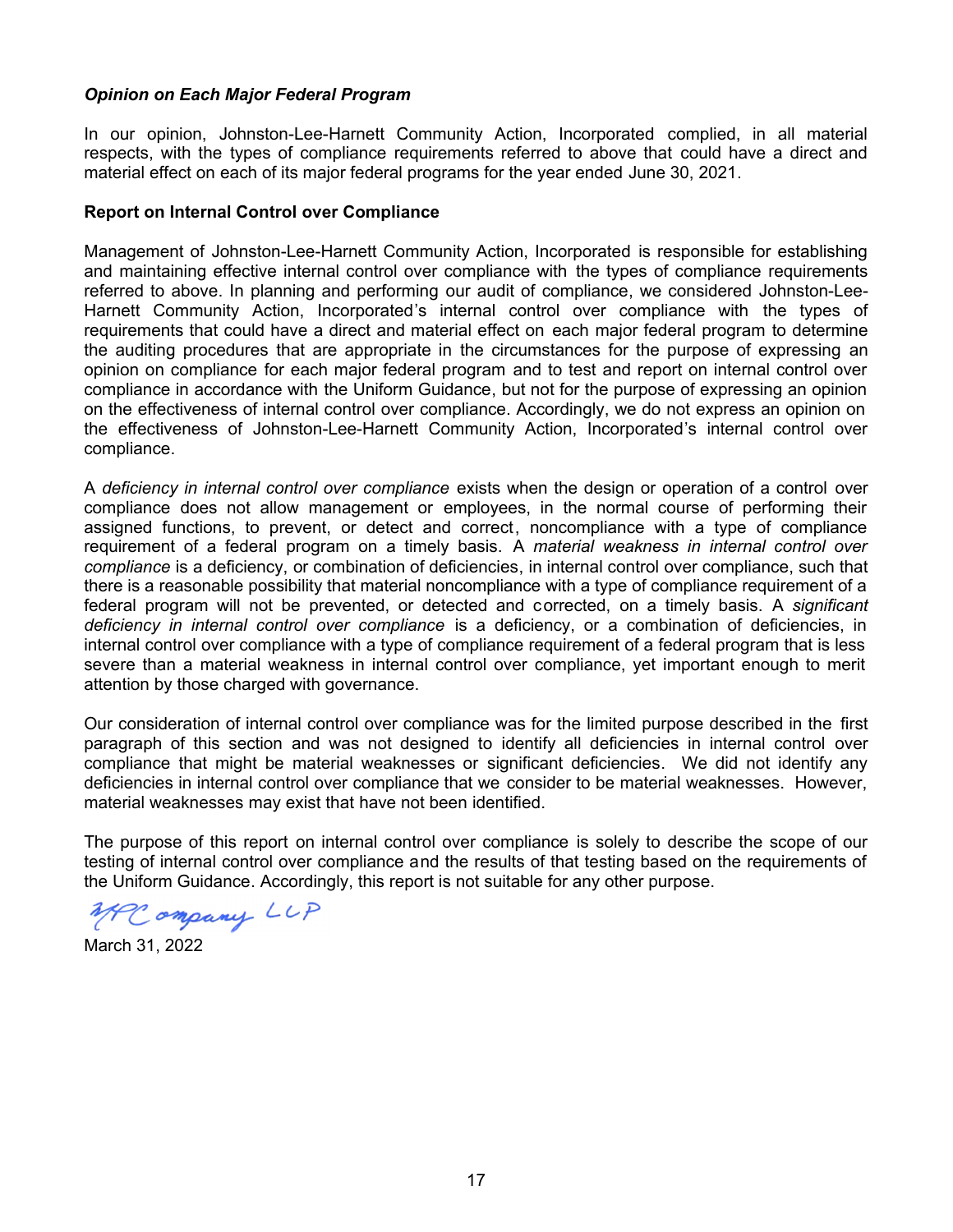### *Opinion on Each Major Federal Program*

In our opinion, Johnston-Lee-Harnett Community Action, Incorporated complied, in all material respects, with the types of compliance requirements referred to above that could have a direct and material effect on each of its major federal programs for the year ended June 30, 2021.

### Report on Internal Control over Compliance

Management of Johnston-Lee-Harnett Community Action, Incorporated is responsible for establishing and maintaining effective internal control over compliance with the types of compliance requirements referred to above. In planning and performing our audit of compliance, we considered Johnston-Lee-Harnett Community Action, Incorporated's internal control over compliance with the types of requirements that could have a direct and material effect on each major federal program to determine the auditing procedures that are appropriate in the circumstances for the purpose of expressing an opinion on compliance for each major federal program and to test and report on internal control over compliance in accordance with the Uniform Guidance, but not for the purpose of expressing an opinion on the effectiveness of internal control over compliance. Accordingly, we do not express an opinion on the effectiveness of Johnston-Lee-Harnett Community Action, Incorporated's internal control over compliance.

A *deficiency in internal control over compliance* exists when the design or operation of a control over compliance does not allow management or employees, in the normal course of performing their assigned functions, to prevent, or detect and correct, noncompliance with a type of compliance requirement of a federal program on a timely basis. A *material weakness in internal control over compliance* is a deficiency, or combination of deficiencies, in internal control over compliance, such that there is a reasonable possibility that material noncompliance with a type of compliance requirement of a federal program will not be prevented, or detected and corrected, on a timely basis. A *significant deficiency in internal control over compliance* is a deficiency, or a combination of deficiencies, in internal control over compliance with a type of compliance requirement of a federal program that is less severe than a material weakness in internal control over compliance, yet important enough to merit attention by those charged with governance.

Our consideration of internal control over compliance was for the limited purpose described in the first paragraph of this section and was not designed to identify all deficiencies in internal control over compliance that might be material weaknesses or significant deficiencies. We did not identify any deficiencies in internal control over compliance that we consider to be material weaknesses. However, material weaknesses may exist that have not been identified.

The purpose of this report on internal control over compliance is solely to describe the scope of our testing of internal control over compliance and the results of that testing based on the requirements of the Uniform Guidance. Accordingly, this report is not suitable for any other purpose.

MPCompany LLP

March 31, 2022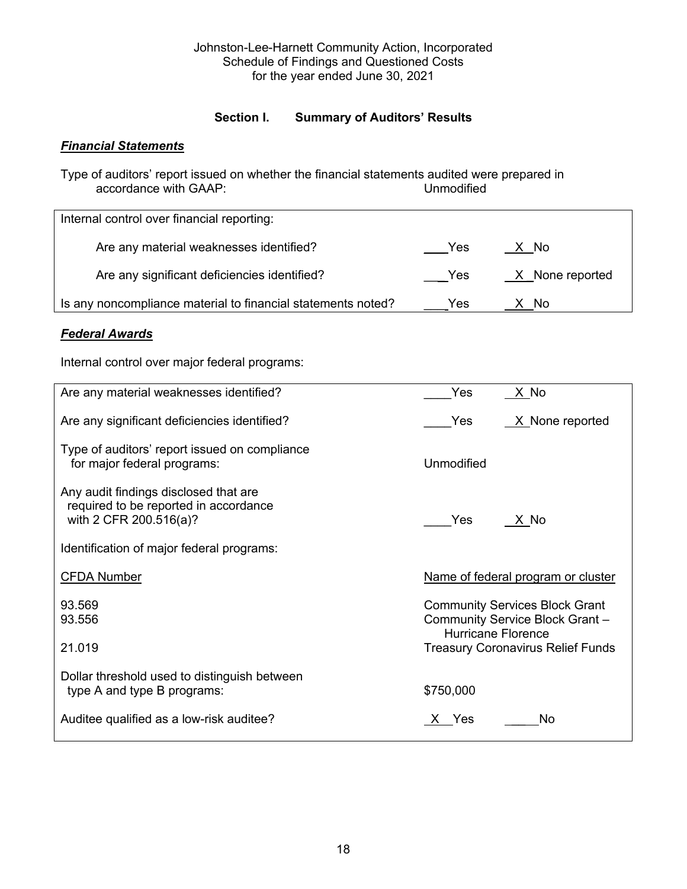Johnston-Lee-Harnett Community Action, Incorporated
Schedule of Findings and Questioned Costs
for the year ended June 30, 2021

## Section I. Summary of Auditors' Results

### ***Financial Statements***

Type of auditors' report issued on whether the financial statements audited were prepared in accordance with GAAP: Unmodified

| Internal control over financial reporting: | | |
|---|---|---|
| Are any material weaknesses identified? | ___Yes | X No |
| Are any significant deficiencies identified? | ___Yes | X None reported |
| Is any noncompliance material to financial statements noted? | ___Yes | X No |

### ***Federal Awards***

Internal control over major federal programs:

| | | |
|---|---|---|
| Are any material weaknesses identified? | ___Yes | X No |
| Are any significant deficiencies identified? | ___Yes | X None reported |
| Type of auditors' report issued on compliance for major federal programs: | Unmodified | |
| Any audit findings disclosed that are required to be reported in accordance with 2 CFR 200.516(a)? | ___Yes | X No |
| Identification of major federal programs: | | |
| CFDA Number | Name of federal program or cluster | |
| 93.569 | Community Services Block Grant | |
| 93.556 | Community Service Block Grant – Hurricane Florence | |
| 21.019 | Treasury Coronavirus Relief Funds | |
| Dollar threshold used to distinguish between type A and type B programs: | $750,000 | |
| Auditee qualified as a low-risk auditee? | X Yes | ___No |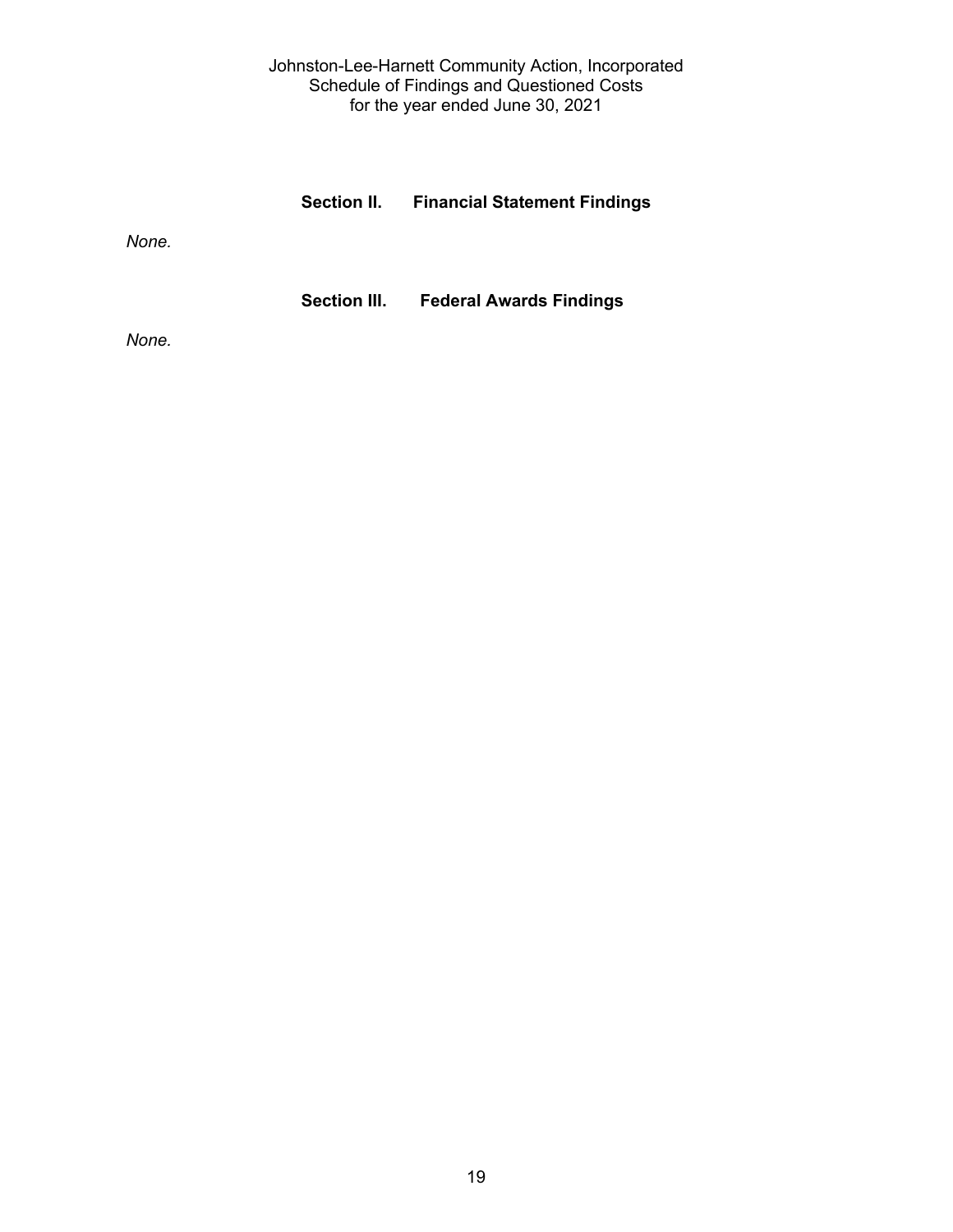# Johnston-Lee-Harnett Community Action, Incorporated
## Schedule of Findings and Questioned Costs
### for the year ended June 30, 2021

## Section II. Financial Statement Findings

*None.*

## Section III. Federal Awards Findings

*None.*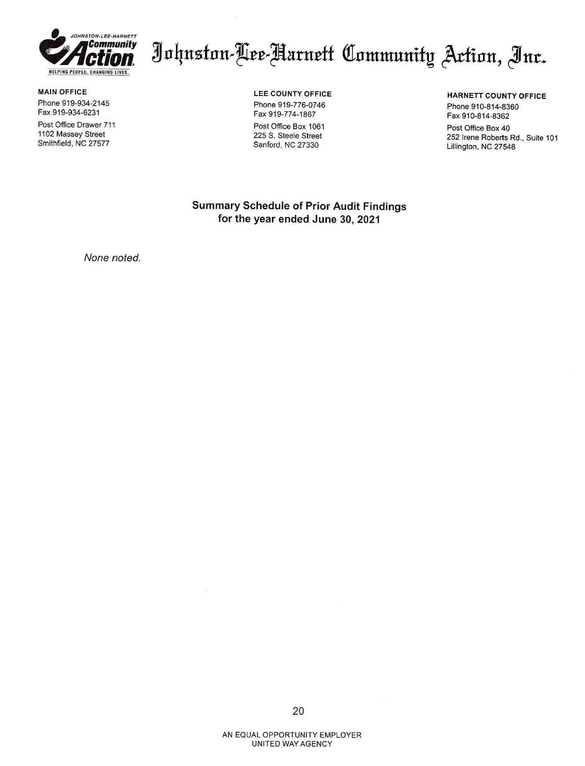# Johnston-Lee-Harnett Community Action, Inc.

JOHNSTON-LEE-HARNETT Community Action HELPING PEOPLE. CHANGING LIVES.

**MAIN OFFICE**
Phone 919-934-2145
Fax 919-934-6231
Post Office Drawer 711
1102 Massey Street
Smithfield, NC 27577

**LEE COUNTY OFFICE**
Phone 919-776-0746
Fax 919-774-1867
Post Office Box 1061
225 S. Steele Street
Sanford, NC 27330

**HARNETT COUNTY OFFICE**
Phone 910-814-8360
Fax 910-814-8362
Post Office Box 40
252 Irene Roberts Rd., Suite 101
Lillington, NC 27546

## Summary Schedule of Prior Audit Findings
## for the year ended June 30, 2021

*None noted.*

AN EQUAL OPPORTUNITY EMPLOYER
UNITED WAY AGENCY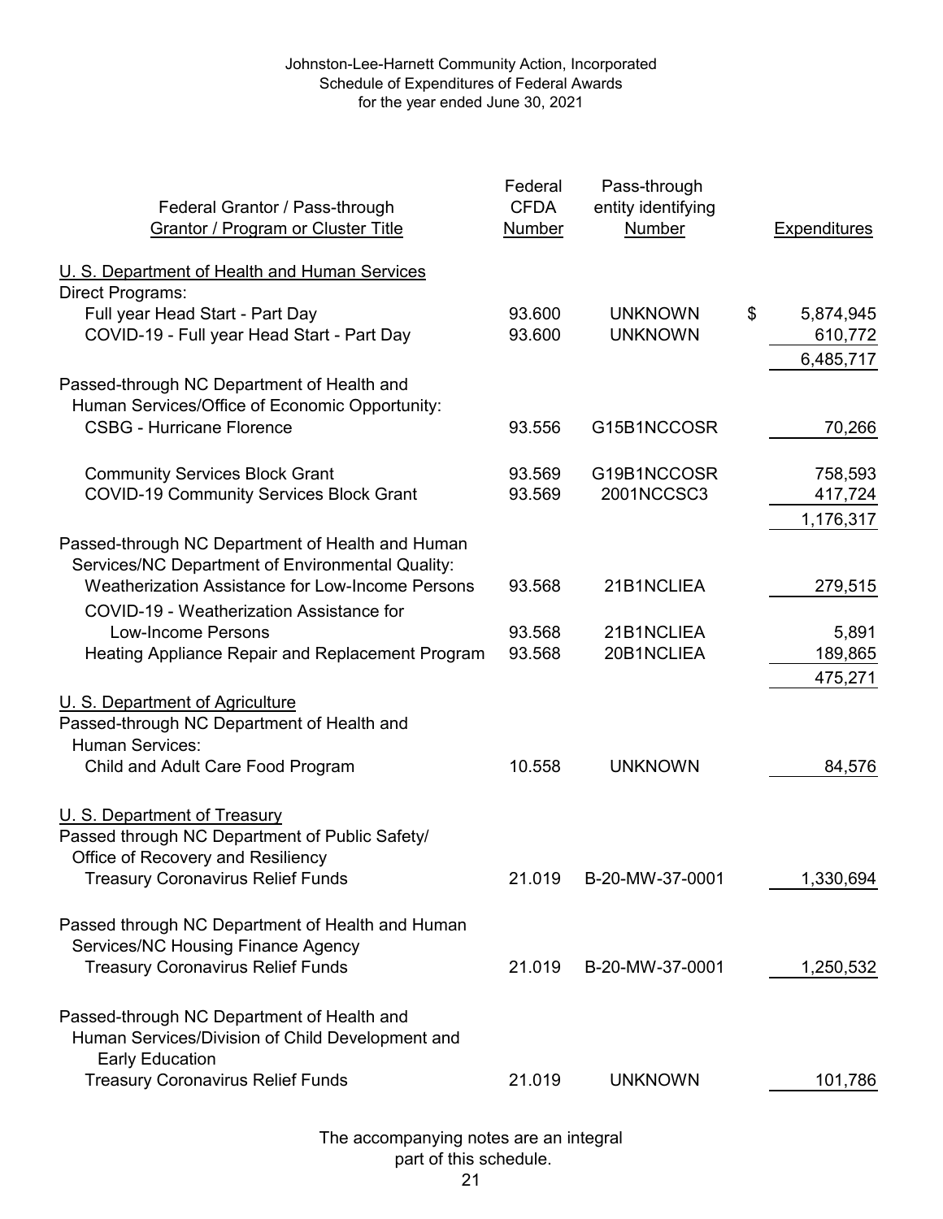Johnston-Lee-Harnett Community Action, Incorporated
Schedule of Expenditures of Federal Awards
for the year ended June 30, 2021

| Federal Grantor / Pass-through Grantor / Program or Cluster Title | Federal CFDA Number | Pass-through entity identifying Number | Expenditures |
|---|---|---|---|
| U. S. Department of Health and Human Services | | | |
| Direct Programs: | | | |
| Full year Head Start - Part Day | 93.600 | UNKNOWN | $ 5,874,945 |
| COVID-19 - Full year Head Start - Part Day | 93.600 | UNKNOWN | 610,772 |
| | | | 6,485,717 |
| Passed-through NC Department of Health and Human Services/Office of Economic Opportunity: | | | |
| CSBG - Hurricane Florence | 93.556 | G15B1NCCOSR | 70,266 |
| Community Services Block Grant | 93.569 | G19B1NCCOSR | 758,593 |
| COVID-19 Community Services Block Grant | 93.569 | 2001NCCSC3 | 417,724 |
| | | | 1,176,317 |
| Passed-through NC Department of Health and Human Services/NC Department of Environmental Quality: | | | |
| Weatherization Assistance for Low-Income Persons | 93.568 | 21B1NCLIEA | 279,515 |
| COVID-19 - Weatherization Assistance for Low-Income Persons | 93.568 | 21B1NCLIEA | 5,891 |
| Heating Appliance Repair and Replacement Program | 93.568 | 20B1NCLIEA | 189,865 |
| | | | 475,271 |
| U. S. Department of Agriculture | | | |
| Passed-through NC Department of Health and Human Services: | | | |
| Child and Adult Care Food Program | 10.558 | UNKNOWN | 84,576 |
| U. S. Department of Treasury | | | |
| Passed through NC Department of Public Safety/ Office of Recovery and Resiliency | | | |
| Treasury Coronavirus Relief Funds | 21.019 | B-20-MW-37-0001 | 1,330,694 |
| Passed through NC Department of Health and Human Services/NC Housing Finance Agency | | | |
| Treasury Coronavirus Relief Funds | 21.019 | B-20-MW-37-0001 | 1,250,532 |
| Passed-through NC Department of Health and Human Services/Division of Child Development and Early Education | | | |
| Treasury Coronavirus Relief Funds | 21.019 | UNKNOWN | 101,786 |

The accompanying notes are an integral part of this schedule.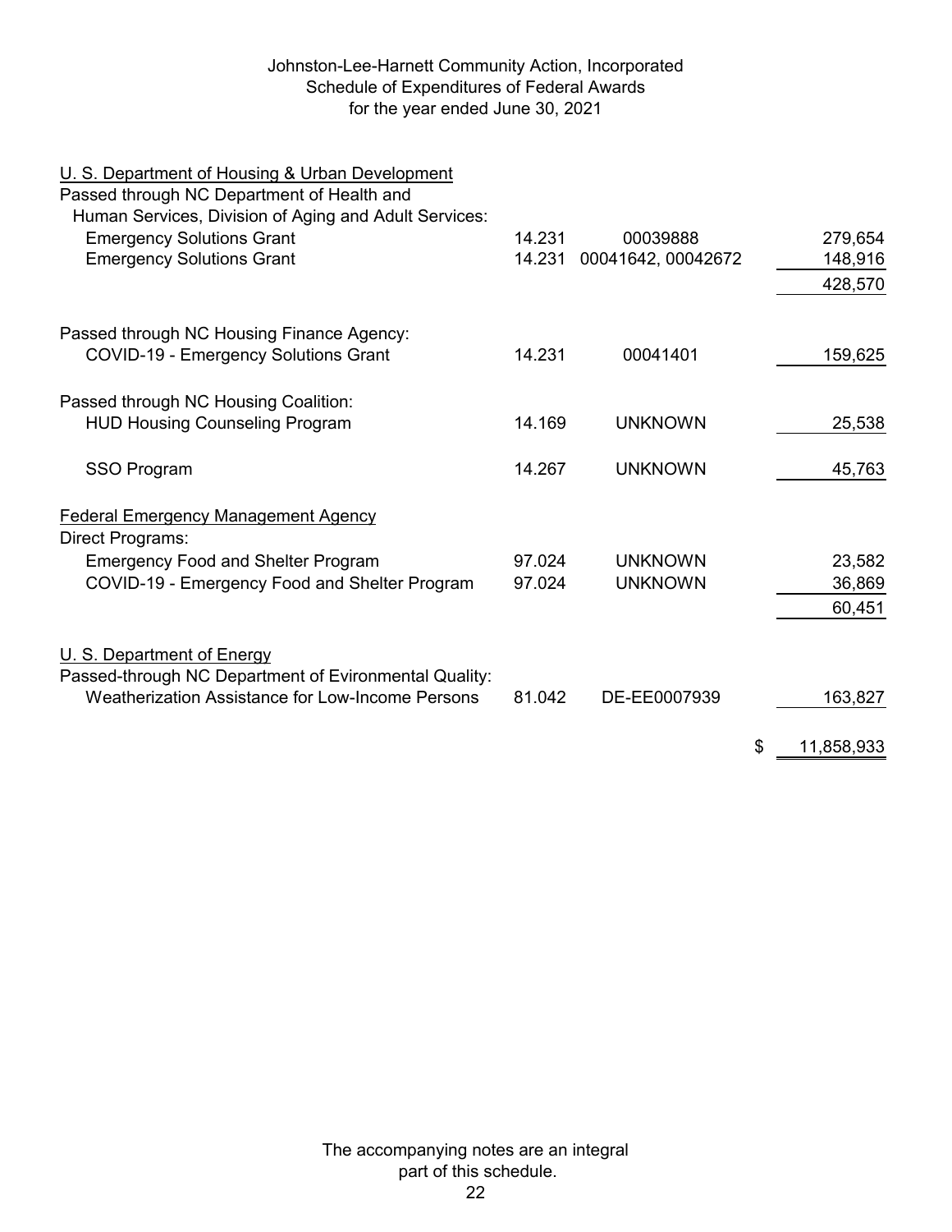Johnston-Lee-Harnett Community Action, Incorporated
Schedule of Expenditures of Federal Awards
for the year ended June 30, 2021

| | | | |
|---|---|---|---|
| U. S. Department of Housing & Urban Development | | | |
| Passed through NC Department of Health and Human Services, Division of Aging and Adult Services: | | | |
| Emergency Solutions Grant | 14.231 | 00039888 | 279,654 |
| Emergency Solutions Grant | 14.231 | 00041642, 00042672 | 148,916 |
| | | | 428,570 |
| Passed through NC Housing Finance Agency: | | | |
| COVID-19 - Emergency Solutions Grant | 14.231 | 00041401 | 159,625 |
| Passed through NC Housing Coalition: | | | |
| HUD Housing Counseling Program | 14.169 | UNKNOWN | 25,538 |
| SSO Program | 14.267 | UNKNOWN | 45,763 |
| Federal Emergency Management Agency | | | |
| Direct Programs: | | | |
| Emergency Food and Shelter Program | 97.024 | UNKNOWN | 23,582 |
| COVID-19 - Emergency Food and Shelter Program | 97.024 | UNKNOWN | 36,869 |
| | | | 60,451 |
| U. S. Department of Energy | | | |
| Passed-through NC Department of Evironmental Quality: | | | |
| Weatherization Assistance for Low-Income Persons | 81.042 | DE-EE0007939 | 163,827 |
| | | | $ 11,858,933 |

The accompanying notes are an integral part of this schedule.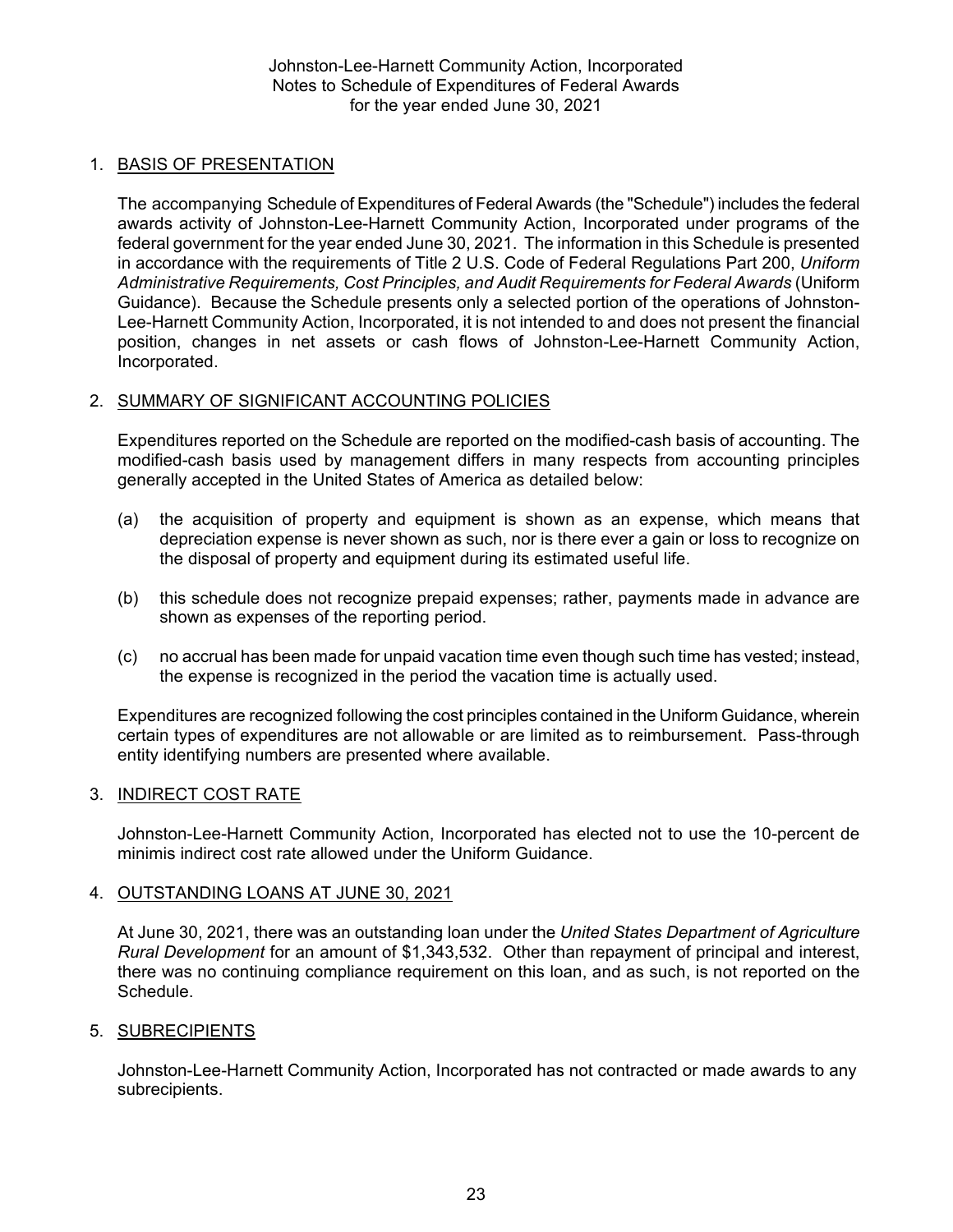# Johnston-Lee-Harnett Community Action, Incorporated
## Notes to Schedule of Expenditures of Federal Awards
### for the year ended June 30, 2021

1. BASIS OF PRESENTATION

   The accompanying Schedule of Expenditures of Federal Awards (the "Schedule") includes the federal awards activity of Johnston-Lee-Harnett Community Action, Incorporated under programs of the federal government for the year ended June 30, 2021. The information in this Schedule is presented in accordance with the requirements of Title 2 U.S. Code of Federal Regulations Part 200, *Uniform Administrative Requirements, Cost Principles, and Audit Requirements for Federal Awards* (Uniform Guidance). Because the Schedule presents only a selected portion of the operations of Johnston-Lee-Harnett Community Action, Incorporated, it is not intended to and does not present the financial position, changes in net assets or cash flows of Johnston-Lee-Harnett Community Action, Incorporated.

2. SUMMARY OF SIGNIFICANT ACCOUNTING POLICIES

   Expenditures reported on the Schedule are reported on the modified-cash basis of accounting. The modified-cash basis used by management differs in many respects from accounting principles generally accepted in the United States of America as detailed below:

   (a) the acquisition of property and equipment is shown as an expense, which means that depreciation expense is never shown as such, nor is there ever a gain or loss to recognize on the disposal of property and equipment during its estimated useful life.

   (b) this schedule does not recognize prepaid expenses; rather, payments made in advance are shown as expenses of the reporting period.

   (c) no accrual has been made for unpaid vacation time even though such time has vested; instead, the expense is recognized in the period the vacation time is actually used.

   Expenditures are recognized following the cost principles contained in the Uniform Guidance, wherein certain types of expenditures are not allowable or are limited as to reimbursement. Pass-through entity identifying numbers are presented where available.

3. INDIRECT COST RATE

   Johnston-Lee-Harnett Community Action, Incorporated has elected not to use the 10-percent de minimis indirect cost rate allowed under the Uniform Guidance.

4. OUTSTANDING LOANS AT JUNE 30, 2021

   At June 30, 2021, there was an outstanding loan under the *United States Department of Agriculture Rural Development* for an amount of $1,343,532. Other than repayment of principal and interest, there was no continuing compliance requirement on this loan, and as such, is not reported on the Schedule.

5. SUBRECIPIENTS

   Johnston-Lee-Harnett Community Action, Incorporated has not contracted or made awards to any subrecipients.